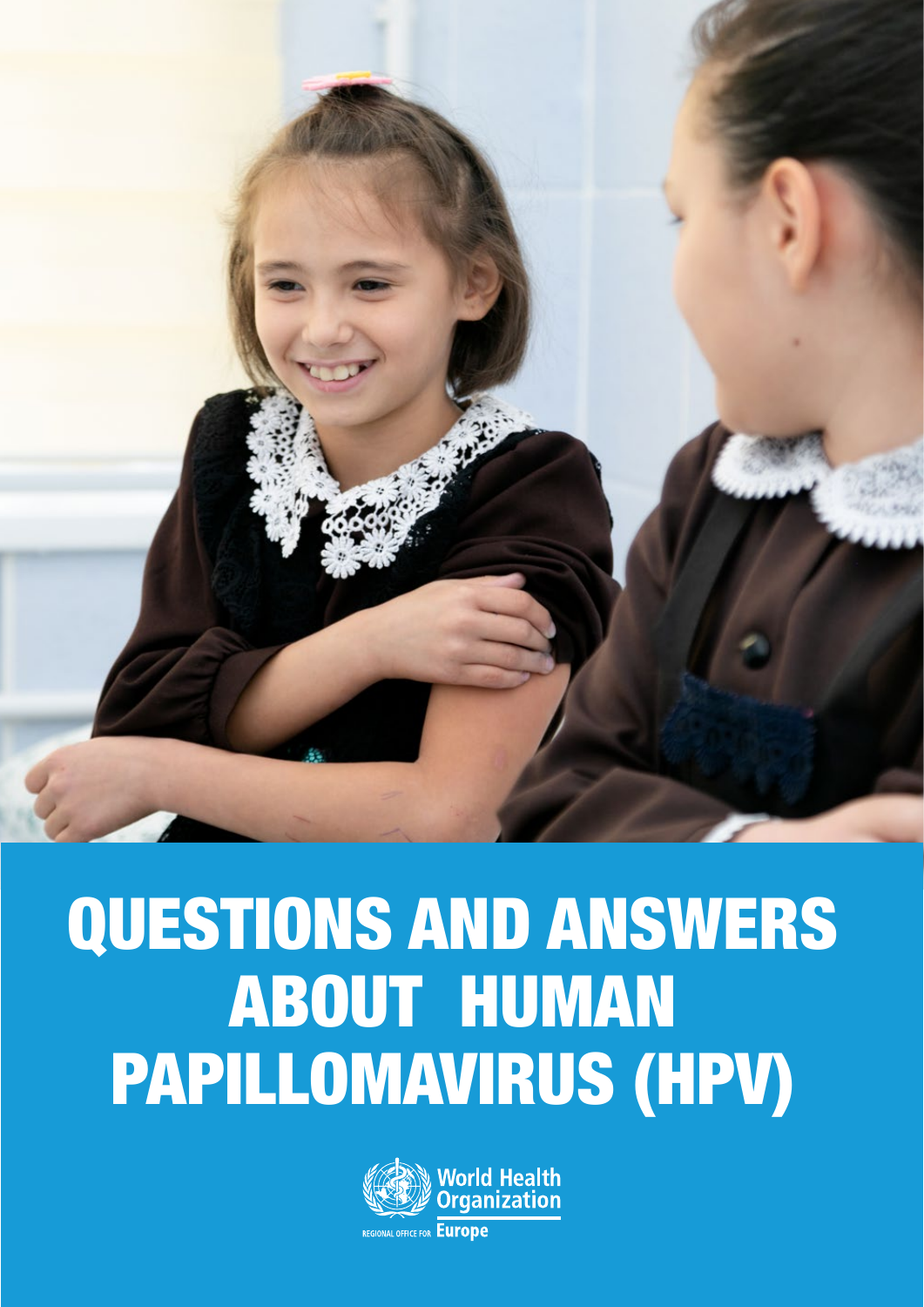# QUESTIONS AND ANSWERS ABOUT HUMAN PAPILLOMAVIRUS (HPV)

World Health Organization

REGIONAL OFFICE FOR Europe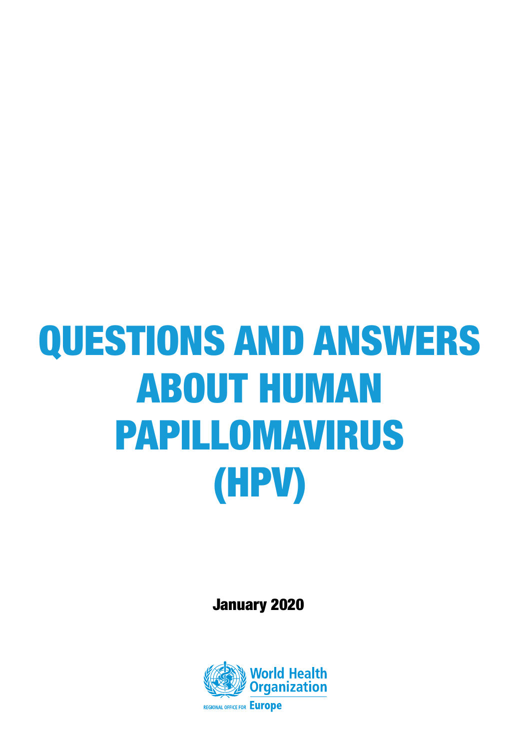# QUESTIONS AND ANSWERS ABOUT HUMAN PAPILLOMAVIRUS (HPV)

January 2020

World Health Organization

REGIONAL OFFICE FOR Europe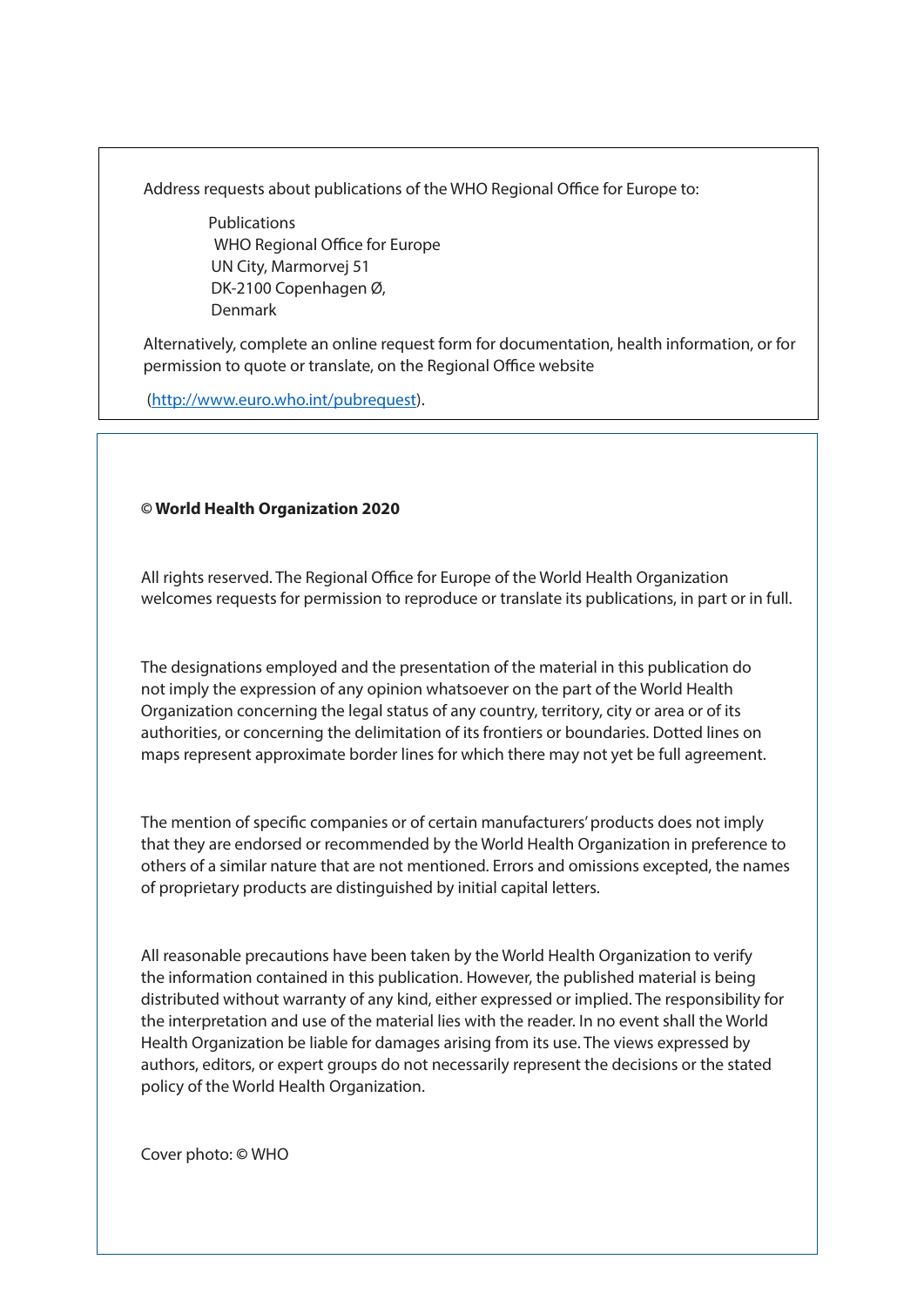Address requests about publications of the WHO Regional Office for Europe to:

Publications
WHO Regional Office for Europe
UN City, Marmorvej 51
DK-2100 Copenhagen Ø,
Denmark

Alternatively, complete an online request form for documentation, health information, or for permission to quote or translate, on the Regional Office website

(http://www.euro.who.int/pubrequest).

**© World Health Organization 2020**

All rights reserved. The Regional Office for Europe of the World Health Organization welcomes requests for permission to reproduce or translate its publications, in part or in full.

The designations employed and the presentation of the material in this publication do not imply the expression of any opinion whatsoever on the part of the World Health Organization concerning the legal status of any country, territory, city or area or of its authorities, or concerning the delimitation of its frontiers or boundaries. Dotted lines on maps represent approximate border lines for which there may not yet be full agreement.

The mention of specific companies or of certain manufacturers' products does not imply that they are endorsed or recommended by the World Health Organization in preference to others of a similar nature that are not mentioned. Errors and omissions excepted, the names of proprietary products are distinguished by initial capital letters.

All reasonable precautions have been taken by the World Health Organization to verify the information contained in this publication. However, the published material is being distributed without warranty of any kind, either expressed or implied. The responsibility for the interpretation and use of the material lies with the reader. In no event shall the World Health Organization be liable for damages arising from its use. The views expressed by authors, editors, or expert groups do not necessarily represent the decisions or the stated policy of the World Health Organization.

Cover photo: © WHO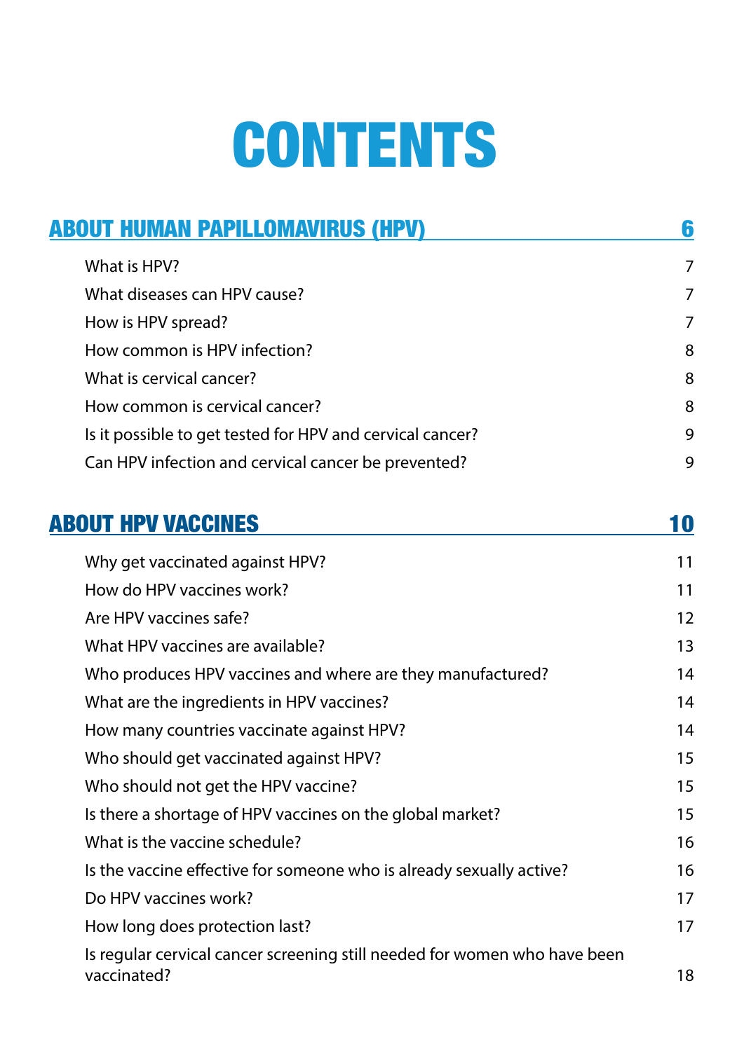# CONTENTS

## ABOUT HUMAN PAPILLOMAVIRUS (HPV) 6

- What is HPV? 7
- What diseases can HPV cause? 7
- How is HPV spread? 7
- How common is HPV infection? 8
- What is cervical cancer? 8
- How common is cervical cancer? 8
- Is it possible to get tested for HPV and cervical cancer? 9
- Can HPV infection and cervical cancer be prevented? 9

## ABOUT HPV VACCINES 10

- Why get vaccinated against HPV? 11
- How do HPV vaccines work? 11
- Are HPV vaccines safe? 12
- What HPV vaccines are available? 13
- Who produces HPV vaccines and where are they manufactured? 14
- What are the ingredients in HPV vaccines? 14
- How many countries vaccinate against HPV? 14
- Who should get vaccinated against HPV? 15
- Who should not get the HPV vaccine? 15
- Is there a shortage of HPV vaccines on the global market? 15
- What is the vaccine schedule? 16
- Is the vaccine effective for someone who is already sexually active? 16
- Do HPV vaccines work? 17
- How long does protection last? 17
- Is regular cervical cancer screening still needed for women who have been vaccinated? 18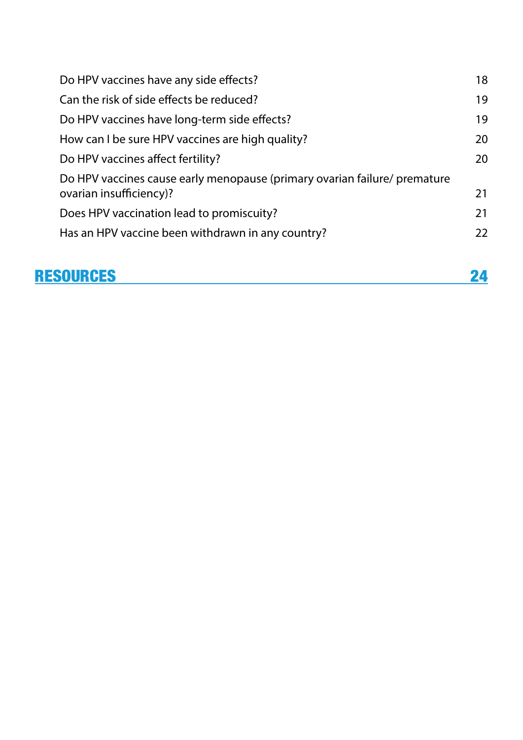| | |
|---|---|
| Do HPV vaccines have any side effects? | 18 |
| Can the risk of side effects be reduced? | 19 |
| Do HPV vaccines have long-term side effects? | 19 |
| How can I be sure HPV vaccines are high quality? | 20 |
| Do HPV vaccines affect fertility? | 20 |
| Do HPV vaccines cause early menopause (primary ovarian failure/ premature ovarian insufficiency)? | 21 |
| Does HPV vaccination lead to promiscuity? | 21 |
| Has an HPV vaccine been withdrawn in any country? | 22 |

## RESOURCES 24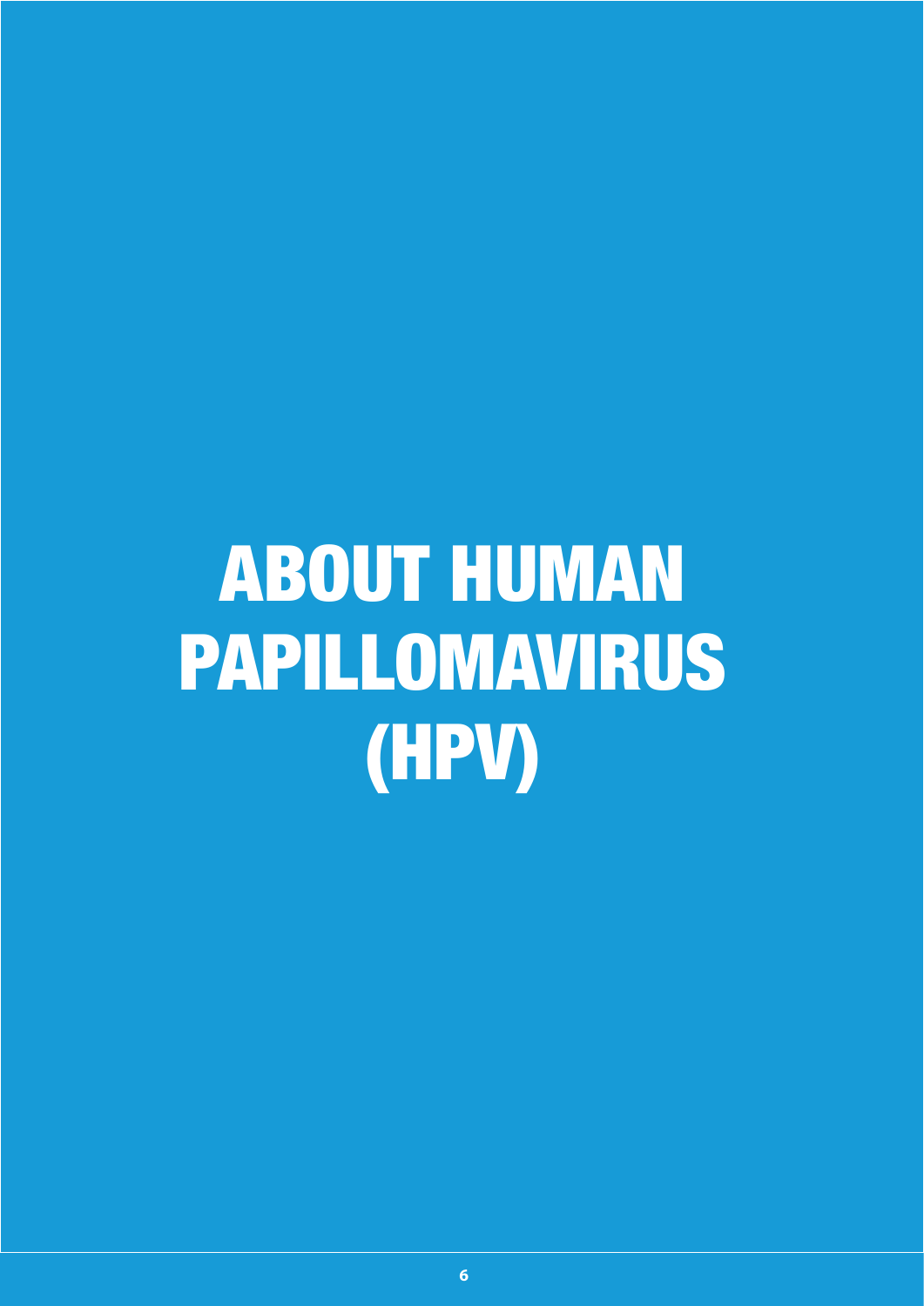# ABOUT HUMAN PAPILLOMAVIRUS (HPV)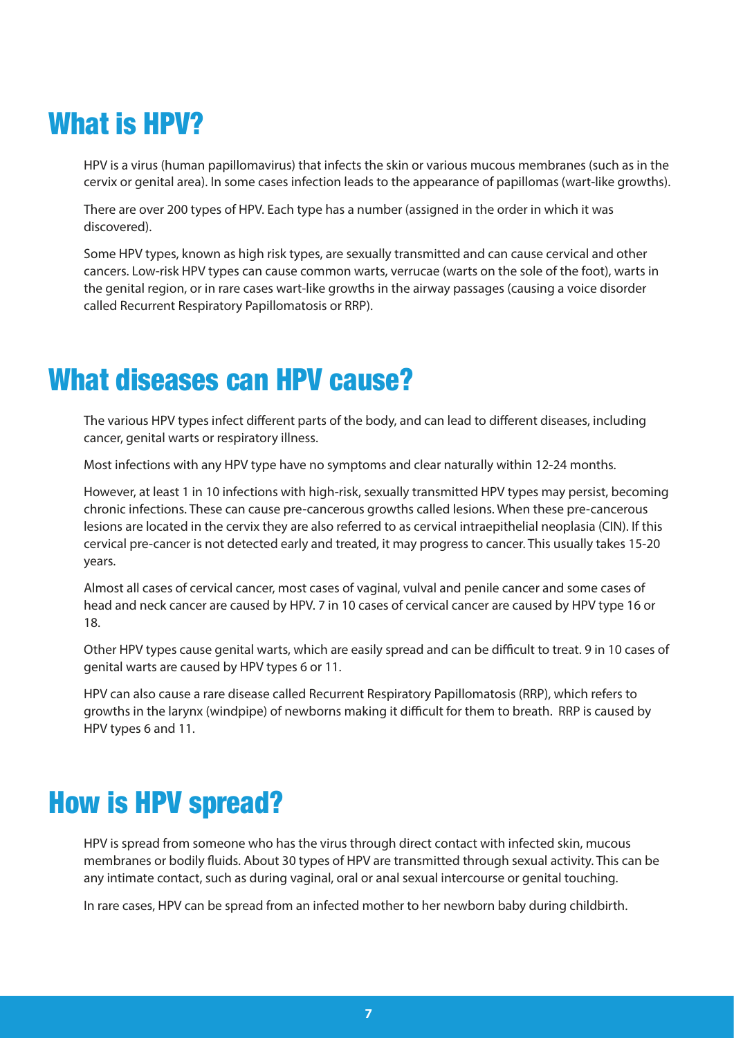# What is HPV?

HPV is a virus (human papillomavirus) that infects the skin or various mucous membranes (such as in the cervix or genital area). In some cases infection leads to the appearance of papillomas (wart-like growths).

There are over 200 types of HPV. Each type has a number (assigned in the order in which it was discovered).

Some HPV types, known as high risk types, are sexually transmitted and can cause cervical and other cancers. Low-risk HPV types can cause common warts, verrucae (warts on the sole of the foot), warts in the genital region, or in rare cases wart-like growths in the airway passages (causing a voice disorder called Recurrent Respiratory Papillomatosis or RRP).

# What diseases can HPV cause?

The various HPV types infect different parts of the body, and can lead to different diseases, including cancer, genital warts or respiratory illness.

Most infections with any HPV type have no symptoms and clear naturally within 12-24 months.

However, at least 1 in 10 infections with high-risk, sexually transmitted HPV types may persist, becoming chronic infections. These can cause pre-cancerous growths called lesions. When these pre-cancerous lesions are located in the cervix they are also referred to as cervical intraepithelial neoplasia (CIN). If this cervical pre-cancer is not detected early and treated, it may progress to cancer. This usually takes 15-20 years.

Almost all cases of cervical cancer, most cases of vaginal, vulval and penile cancer and some cases of head and neck cancer are caused by HPV. 7 in 10 cases of cervical cancer are caused by HPV type 16 or 18.

Other HPV types cause genital warts, which are easily spread and can be difficult to treat. 9 in 10 cases of genital warts are caused by HPV types 6 or 11.

HPV can also cause a rare disease called Recurrent Respiratory Papillomatosis (RRP), which refers to growths in the larynx (windpipe) of newborns making it difficult for them to breath. RRP is caused by HPV types 6 and 11.

# How is HPV spread?

HPV is spread from someone who has the virus through direct contact with infected skin, mucous membranes or bodily fluids. About 30 types of HPV are transmitted through sexual activity. This can be any intimate contact, such as during vaginal, oral or anal sexual intercourse or genital touching.

In rare cases, HPV can be spread from an infected mother to her newborn baby during childbirth.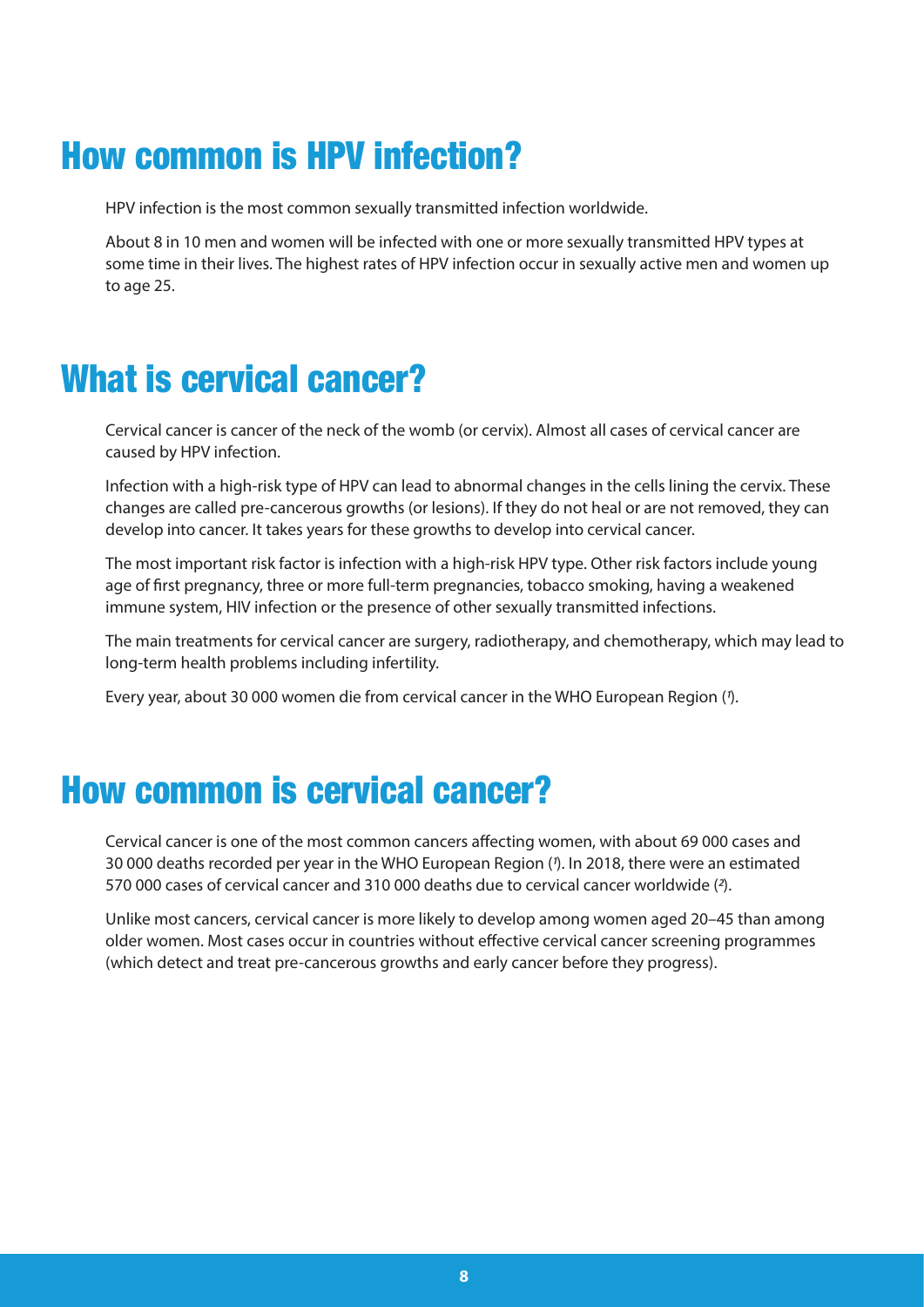## How common is HPV infection?

HPV infection is the most common sexually transmitted infection worldwide.

About 8 in 10 men and women will be infected with one or more sexually transmitted HPV types at some time in their lives. The highest rates of HPV infection occur in sexually active men and women up to age 25.

## What is cervical cancer?

Cervical cancer is cancer of the neck of the womb (or cervix). Almost all cases of cervical cancer are caused by HPV infection.

Infection with a high-risk type of HPV can lead to abnormal changes in the cells lining the cervix. These changes are called pre-cancerous growths (or lesions). If they do not heal or are not removed, they can develop into cancer. It takes years for these growths to develop into cervical cancer.

The most important risk factor is infection with a high-risk HPV type. Other risk factors include young age of first pregnancy, three or more full-term pregnancies, tobacco smoking, having a weakened immune system, HIV infection or the presence of other sexually transmitted infections.

The main treatments for cervical cancer are surgery, radiotherapy, and chemotherapy, which may lead to long-term health problems including infertility.

Every year, about 30 000 women die from cervical cancer in the WHO European Region ([1]).

## How common is cervical cancer?

Cervical cancer is one of the most common cancers affecting women, with about 69 000 cases and 30 000 deaths recorded per year in the WHO European Region ([1]). In 2018, there were an estimated 570 000 cases of cervical cancer and 310 000 deaths due to cervical cancer worldwide ([2]).

Unlike most cancers, cervical cancer is more likely to develop among women aged 20–45 than among older women. Most cases occur in countries without effective cervical cancer screening programmes (which detect and treat pre-cancerous growths and early cancer before they progress).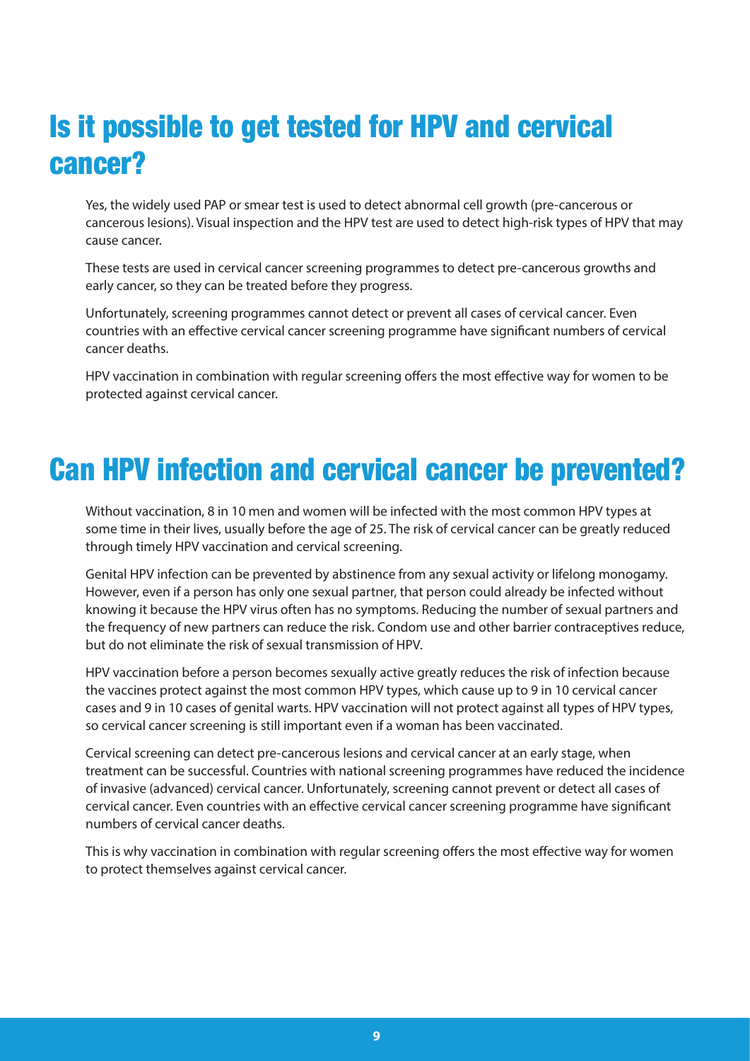# Is it possible to get tested for HPV and cervical cancer?

Yes, the widely used PAP or smear test is used to detect abnormal cell growth (pre-cancerous or cancerous lesions). Visual inspection and the HPV test are used to detect high-risk types of HPV that may cause cancer.

These tests are used in cervical cancer screening programmes to detect pre-cancerous growths and early cancer, so they can be treated before they progress.

Unfortunately, screening programmes cannot detect or prevent all cases of cervical cancer. Even countries with an effective cervical cancer screening programme have significant numbers of cervical cancer deaths.

HPV vaccination in combination with regular screening offers the most effective way for women to be protected against cervical cancer.

# Can HPV infection and cervical cancer be prevented?

Without vaccination, 8 in 10 men and women will be infected with the most common HPV types at some time in their lives, usually before the age of 25. The risk of cervical cancer can be greatly reduced through timely HPV vaccination and cervical screening.

Genital HPV infection can be prevented by abstinence from any sexual activity or lifelong monogamy. However, even if a person has only one sexual partner, that person could already be infected without knowing it because the HPV virus often has no symptoms. Reducing the number of sexual partners and the frequency of new partners can reduce the risk. Condom use and other barrier contraceptives reduce, but do not eliminate the risk of sexual transmission of HPV.

HPV vaccination before a person becomes sexually active greatly reduces the risk of infection because the vaccines protect against the most common HPV types, which cause up to 9 in 10 cervical cancer cases and 9 in 10 cases of genital warts. HPV vaccination will not protect against all types of HPV types, so cervical cancer screening is still important even if a woman has been vaccinated.

Cervical screening can detect pre-cancerous lesions and cervical cancer at an early stage, when treatment can be successful. Countries with national screening programmes have reduced the incidence of invasive (advanced) cervical cancer. Unfortunately, screening cannot prevent or detect all cases of cervical cancer. Even countries with an effective cervical cancer screening programme have significant numbers of cervical cancer deaths.

This is why vaccination in combination with regular screening offers the most effective way for women to protect themselves against cervical cancer.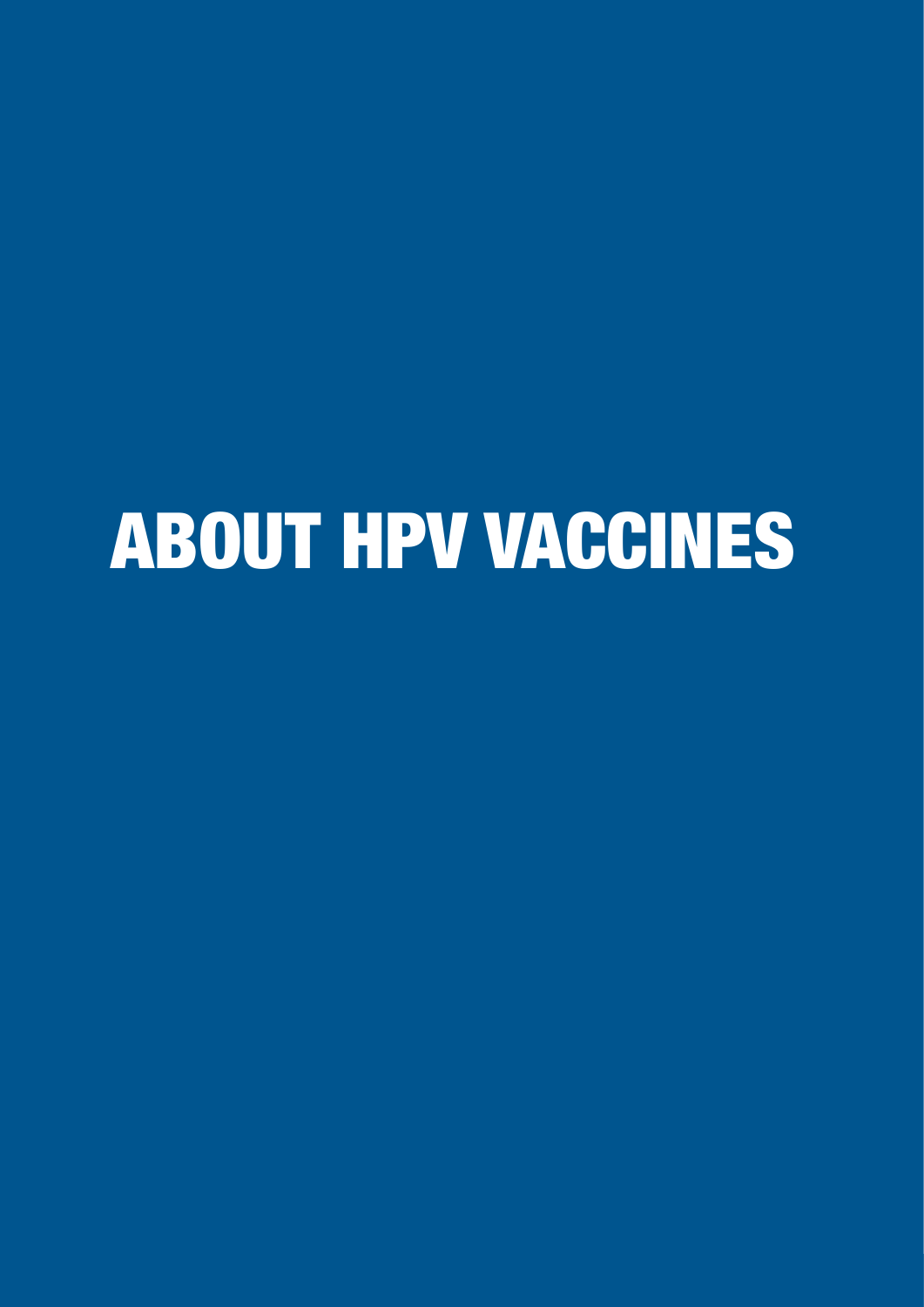# ABOUT HPV VACCINES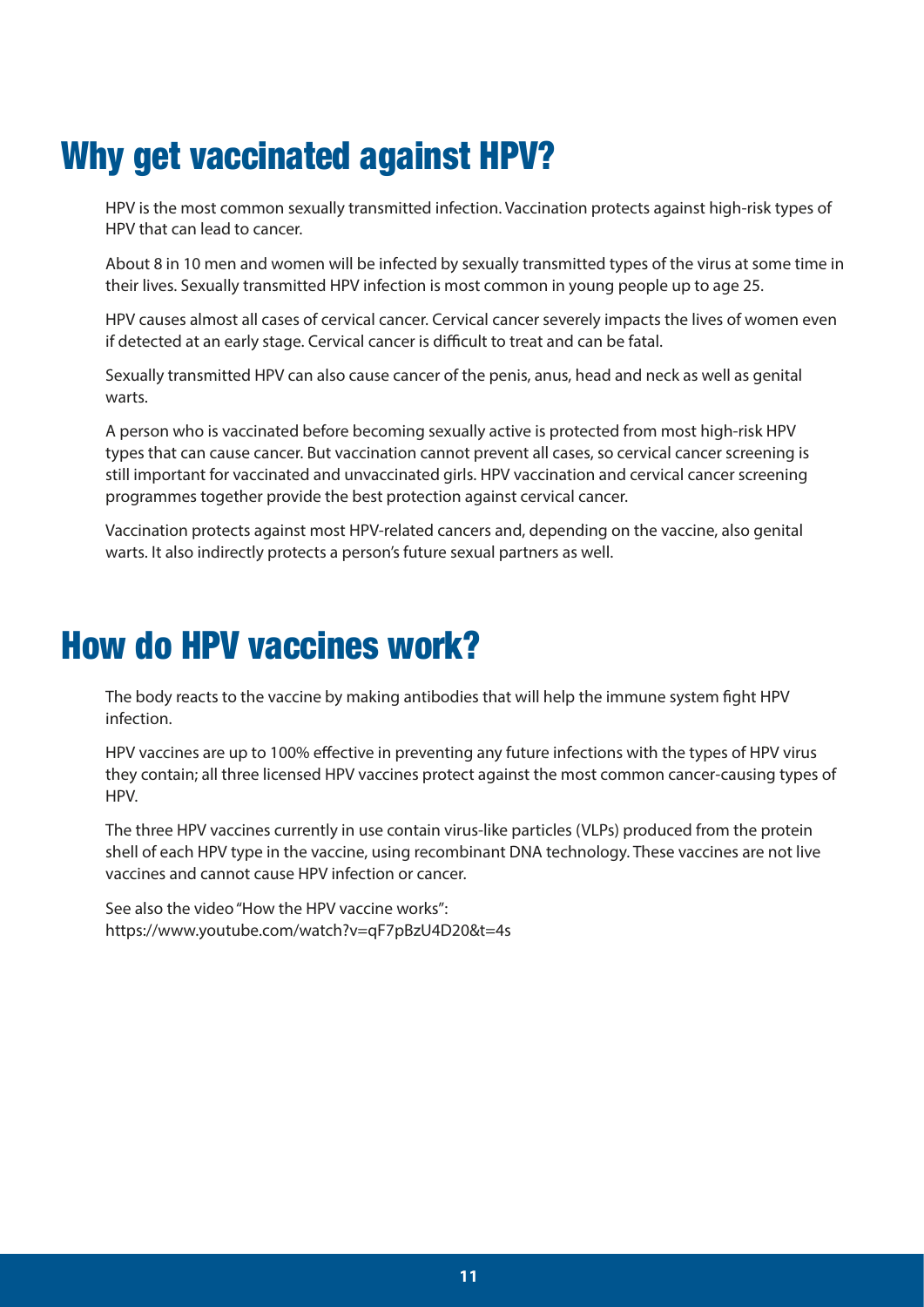# Why get vaccinated against HPV?

HPV is the most common sexually transmitted infection. Vaccination protects against high-risk types of HPV that can lead to cancer.

About 8 in 10 men and women will be infected by sexually transmitted types of the virus at some time in their lives. Sexually transmitted HPV infection is most common in young people up to age 25.

HPV causes almost all cases of cervical cancer. Cervical cancer severely impacts the lives of women even if detected at an early stage. Cervical cancer is difficult to treat and can be fatal.

Sexually transmitted HPV can also cause cancer of the penis, anus, head and neck as well as genital warts.

A person who is vaccinated before becoming sexually active is protected from most high-risk HPV types that can cause cancer. But vaccination cannot prevent all cases, so cervical cancer screening is still important for vaccinated and unvaccinated girls. HPV vaccination and cervical cancer screening programmes together provide the best protection against cervical cancer.

Vaccination protects against most HPV-related cancers and, depending on the vaccine, also genital warts. It also indirectly protects a person's future sexual partners as well.

# How do HPV vaccines work?

The body reacts to the vaccine by making antibodies that will help the immune system fight HPV infection.

HPV vaccines are up to 100% effective in preventing any future infections with the types of HPV virus they contain; all three licensed HPV vaccines protect against the most common cancer-causing types of HPV.

The three HPV vaccines currently in use contain virus-like particles (VLPs) produced from the protein shell of each HPV type in the vaccine, using recombinant DNA technology. These vaccines are not live vaccines and cannot cause HPV infection or cancer.

See also the video "How the HPV vaccine works":
https://www.youtube.com/watch?v=qF7pBzU4D20&t=4s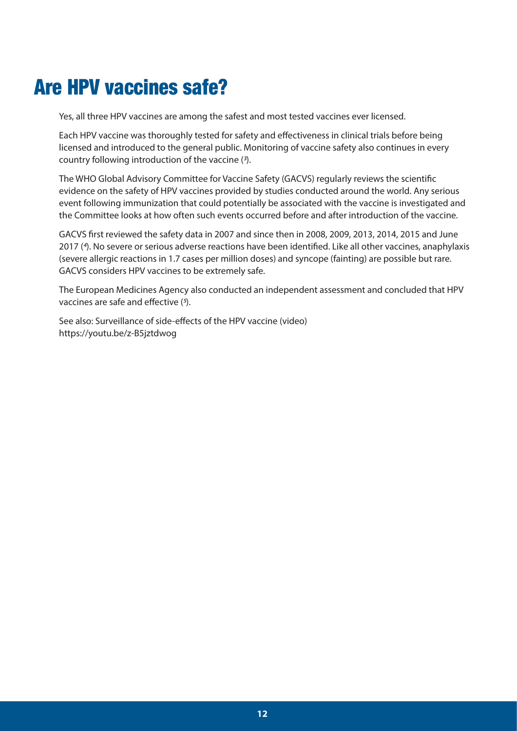# Are HPV vaccines safe?

Yes, all three HPV vaccines are among the safest and most tested vaccines ever licensed.

Each HPV vaccine was thoroughly tested for safety and effectiveness in clinical trials before being licensed and introduced to the general public. Monitoring of vaccine safety also continues in every country following introduction of the vaccine ([3]).

The WHO Global Advisory Committee for Vaccine Safety (GACVS) regularly reviews the scientific evidence on the safety of HPV vaccines provided by studies conducted around the world. Any serious event following immunization that could potentially be associated with the vaccine is investigated and the Committee looks at how often such events occurred before and after introduction of the vaccine.

GACVS first reviewed the safety data in 2007 and since then in 2008, 2009, 2013, 2014, 2015 and June 2017 ([4]). No severe or serious adverse reactions have been identified. Like all other vaccines, anaphylaxis (severe allergic reactions in 1.7 cases per million doses) and syncope (fainting) are possible but rare. GACVS considers HPV vaccines to be extremely safe.

The European Medicines Agency also conducted an independent assessment and concluded that HPV vaccines are safe and effective ([5]).

See also: Surveillance of side-effects of the HPV vaccine (video)
https://youtu.be/z-B5jztdwog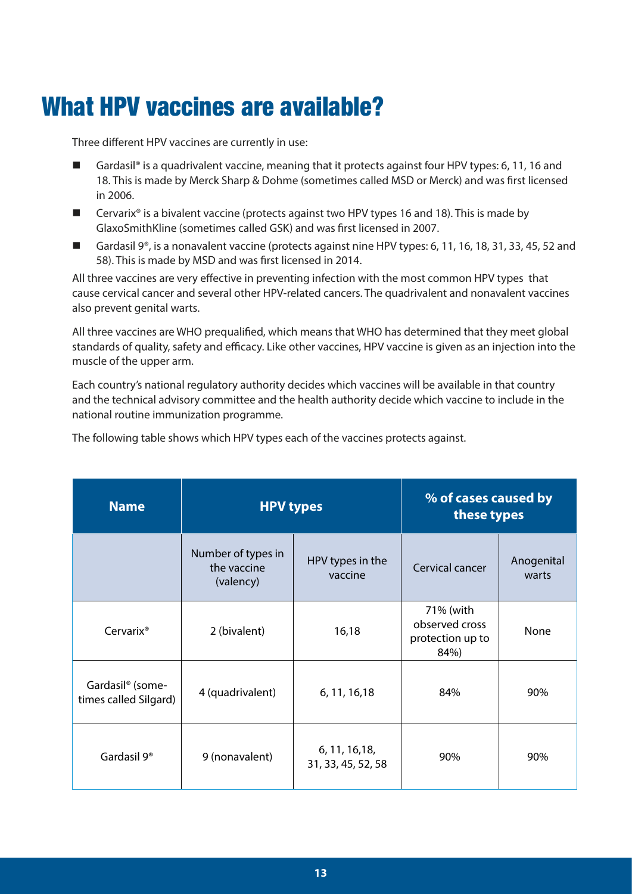# What HPV vaccines are available?

Three different HPV vaccines are currently in use:

- Gardasil® is a quadrivalent vaccine, meaning that it protects against four HPV types: 6, 11, 16 and 18. This is made by Merck Sharp & Dohme (sometimes called MSD or Merck) and was first licensed in 2006.
- Cervarix® is a bivalent vaccine (protects against two HPV types 16 and 18). This is made by GlaxoSmithKline (sometimes called GSK) and was first licensed in 2007.
- Gardasil 9®, is a nonavalent vaccine (protects against nine HPV types: 6, 11, 16, 18, 31, 33, 45, 52 and 58). This is made by MSD and was first licensed in 2014.

All three vaccines are very effective in preventing infection with the most common HPV types that cause cervical cancer and several other HPV-related cancers. The quadrivalent and nonavalent vaccines also prevent genital warts.

All three vaccines are WHO prequalified, which means that WHO has determined that they meet global standards of quality, safety and efficacy. Like other vaccines, HPV vaccine is given as an injection into the muscle of the upper arm.

Each country's national regulatory authority decides which vaccines will be available in that country and the technical advisory committee and the health authority decide which vaccine to include in the national routine immunization programme.

The following table shows which HPV types each of the vaccines protects against.

| Name | HPV types | | % of cases caused by these types | |
|---|---|---|---|---|
| | Number of types in the vaccine (valency) | HPV types in the vaccine | Cervical cancer | Anogenital warts |
| Cervarix® | 2 (bivalent) | 16,18 | 71% (with observed cross protection up to 84%) | None |
| Gardasil® (sometimes called Silgard) | 4 (quadrivalent) | 6, 11, 16,18 | 84% | 90% |
| Gardasil 9® | 9 (nonavalent) | 6, 11, 16,18, 31, 33, 45, 52, 58 | 90% | 90% |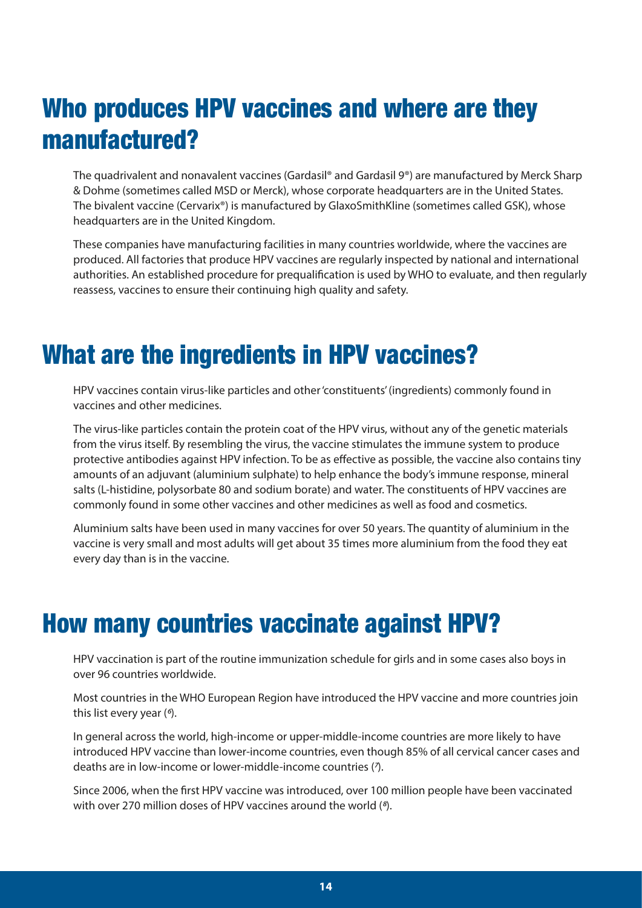## Who produces HPV vaccines and where are they manufactured?

The quadrivalent and nonavalent vaccines (Gardasil® and Gardasil 9®) are manufactured by Merck Sharp & Dohme (sometimes called MSD or Merck), whose corporate headquarters are in the United States. The bivalent vaccine (Cervarix®) is manufactured by GlaxoSmithKline (sometimes called GSK), whose headquarters are in the United Kingdom.

These companies have manufacturing facilities in many countries worldwide, where the vaccines are produced. All factories that produce HPV vaccines are regularly inspected by national and international authorities. An established procedure for prequalification is used by WHO to evaluate, and then regularly reassess, vaccines to ensure their continuing high quality and safety.

## What are the ingredients in HPV vaccines?

HPV vaccines contain virus-like particles and other 'constituents' (ingredients) commonly found in vaccines and other medicines.

The virus-like particles contain the protein coat of the HPV virus, without any of the genetic materials from the virus itself. By resembling the virus, the vaccine stimulates the immune system to produce protective antibodies against HPV infection. To be as effective as possible, the vaccine also contains tiny amounts of an adjuvant (aluminium sulphate) to help enhance the body's immune response, mineral salts (L-histidine, polysorbate 80 and sodium borate) and water. The constituents of HPV vaccines are commonly found in some other vaccines and other medicines as well as food and cosmetics.

Aluminium salts have been used in many vaccines for over 50 years. The quantity of aluminium in the vaccine is very small and most adults will get about 35 times more aluminium from the food they eat every day than is in the vaccine.

## How many countries vaccinate against HPV?

HPV vaccination is part of the routine immunization schedule for girls and in some cases also boys in over 96 countries worldwide.

Most countries in the WHO European Region have introduced the HPV vaccine and more countries join this list every year (*6*).

In general across the world, high-income or upper-middle-income countries are more likely to have introduced HPV vaccine than lower-income countries, even though 85% of all cervical cancer cases and deaths are in low-income or lower-middle-income countries (*7*).

Since 2006, when the first HPV vaccine was introduced, over 100 million people have been vaccinated with over 270 million doses of HPV vaccines around the world (*8*).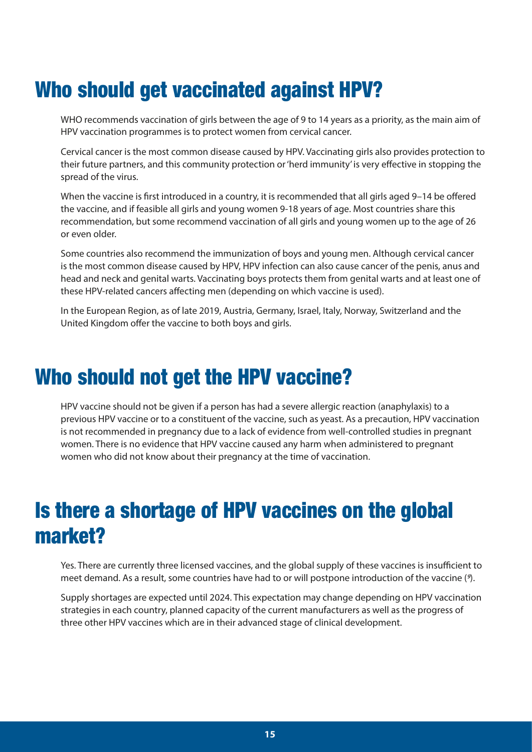# Who should get vaccinated against HPV?

WHO recommends vaccination of girls between the age of 9 to 14 years as a priority, as the main aim of HPV vaccination programmes is to protect women from cervical cancer.

Cervical cancer is the most common disease caused by HPV. Vaccinating girls also provides protection to their future partners, and this community protection or 'herd immunity' is very effective in stopping the spread of the virus.

When the vaccine is first introduced in a country, it is recommended that all girls aged 9–14 be offered the vaccine, and if feasible all girls and young women 9-18 years of age. Most countries share this recommendation, but some recommend vaccination of all girls and young women up to the age of 26 or even older.

Some countries also recommend the immunization of boys and young men. Although cervical cancer is the most common disease caused by HPV, HPV infection can also cause cancer of the penis, anus and head and neck and genital warts. Vaccinating boys protects them from genital warts and at least one of these HPV-related cancers affecting men (depending on which vaccine is used).

In the European Region, as of late 2019, Austria, Germany, Israel, Italy, Norway, Switzerland and the United Kingdom offer the vaccine to both boys and girls.

# Who should not get the HPV vaccine?

HPV vaccine should not be given if a person has had a severe allergic reaction (anaphylaxis) to a previous HPV vaccine or to a constituent of the vaccine, such as yeast. As a precaution, HPV vaccination is not recommended in pregnancy due to a lack of evidence from well-controlled studies in pregnant women. There is no evidence that HPV vaccine caused any harm when administered to pregnant women who did not know about their pregnancy at the time of vaccination.

# Is there a shortage of HPV vaccines on the global market?

Yes. There are currently three licensed vaccines, and the global supply of these vaccines is insufficient to meet demand. As a result, some countries have had to or will postpone introduction of the vaccine (*9*).

Supply shortages are expected until 2024. This expectation may change depending on HPV vaccination strategies in each country, planned capacity of the current manufacturers as well as the progress of three other HPV vaccines which are in their advanced stage of clinical development.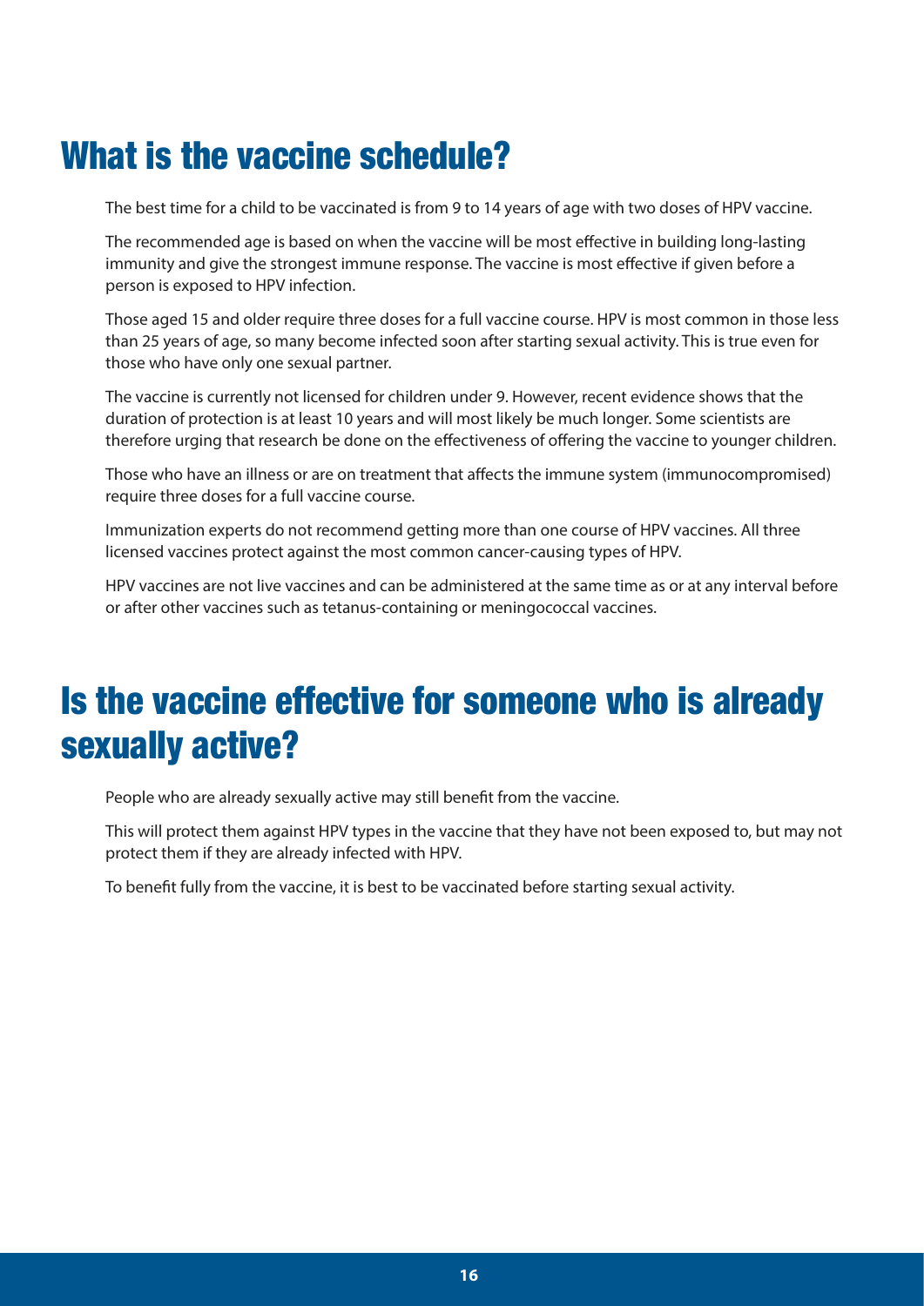## What is the vaccine schedule?

The best time for a child to be vaccinated is from 9 to 14 years of age with two doses of HPV vaccine.

The recommended age is based on when the vaccine will be most effective in building long-lasting immunity and give the strongest immune response. The vaccine is most effective if given before a person is exposed to HPV infection.

Those aged 15 and older require three doses for a full vaccine course. HPV is most common in those less than 25 years of age, so many become infected soon after starting sexual activity. This is true even for those who have only one sexual partner.

The vaccine is currently not licensed for children under 9. However, recent evidence shows that the duration of protection is at least 10 years and will most likely be much longer. Some scientists are therefore urging that research be done on the effectiveness of offering the vaccine to younger children.

Those who have an illness or are on treatment that affects the immune system (immunocompromised) require three doses for a full vaccine course.

Immunization experts do not recommend getting more than one course of HPV vaccines. All three licensed vaccines protect against the most common cancer-causing types of HPV.

HPV vaccines are not live vaccines and can be administered at the same time as or at any interval before or after other vaccines such as tetanus-containing or meningococcal vaccines.

## Is the vaccine effective for someone who is already sexually active?

People who are already sexually active may still benefit from the vaccine.

This will protect them against HPV types in the vaccine that they have not been exposed to, but may not protect them if they are already infected with HPV.

To benefit fully from the vaccine, it is best to be vaccinated before starting sexual activity.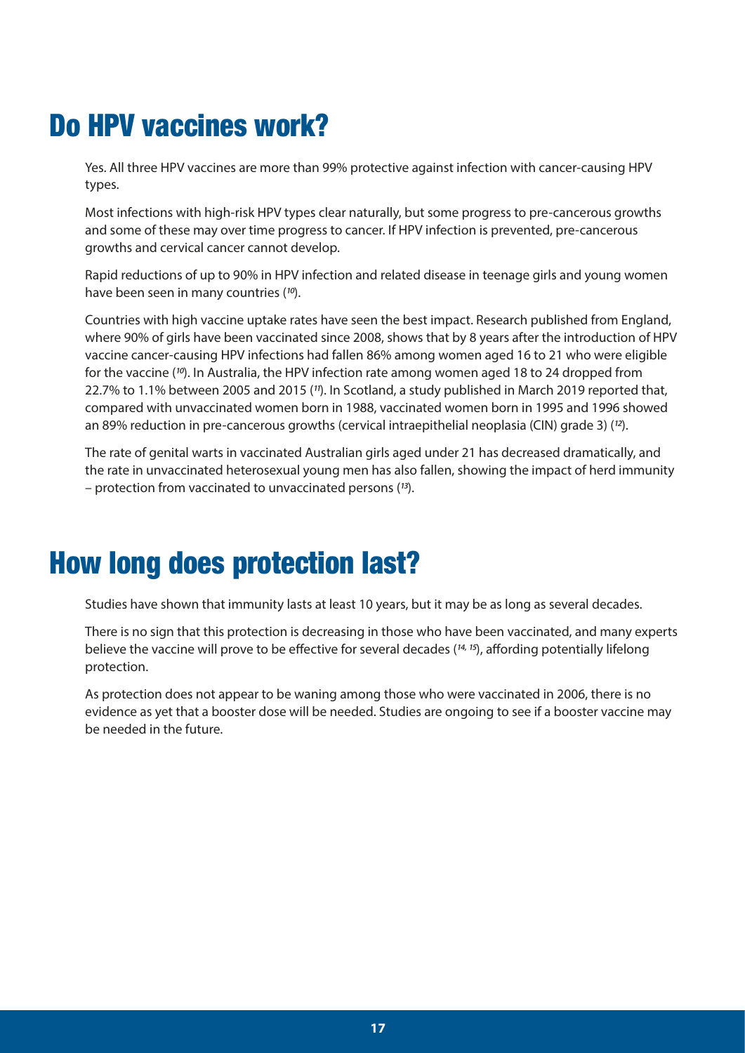# Do HPV vaccines work?

Yes. All three HPV vaccines are more than 99% protective against infection with cancer-causing HPV types.

Most infections with high-risk HPV types clear naturally, but some progress to pre-cancerous growths and some of these may over time progress to cancer. If HPV infection is prevented, pre-cancerous growths and cervical cancer cannot develop.

Rapid reductions of up to 90% in HPV infection and related disease in teenage girls and young women have been seen in many countries ([10]).

Countries with high vaccine uptake rates have seen the best impact. Research published from England, where 90% of girls have been vaccinated since 2008, shows that by 8 years after the introduction of HPV vaccine cancer-causing HPV infections had fallen 86% among women aged 16 to 21 who were eligible for the vaccine ([10]). In Australia, the HPV infection rate among women aged 18 to 24 dropped from 22.7% to 1.1% between 2005 and 2015 ([11]). In Scotland, a study published in March 2019 reported that, compared with unvaccinated women born in 1988, vaccinated women born in 1995 and 1996 showed an 89% reduction in pre-cancerous growths (cervical intraepithelial neoplasia (CIN) grade 3) ([12]).

The rate of genital warts in vaccinated Australian girls aged under 21 has decreased dramatically, and the rate in unvaccinated heterosexual young men has also fallen, showing the impact of herd immunity – protection from vaccinated to unvaccinated persons ([13]).

# How long does protection last?

Studies have shown that immunity lasts at least 10 years, but it may be as long as several decades.

There is no sign that this protection is decreasing in those who have been vaccinated, and many experts believe the vaccine will prove to be effective for several decades ([14, 15]), affording potentially lifelong protection.

As protection does not appear to be waning among those who were vaccinated in 2006, there is no evidence as yet that a booster dose will be needed. Studies are ongoing to see if a booster vaccine may be needed in the future.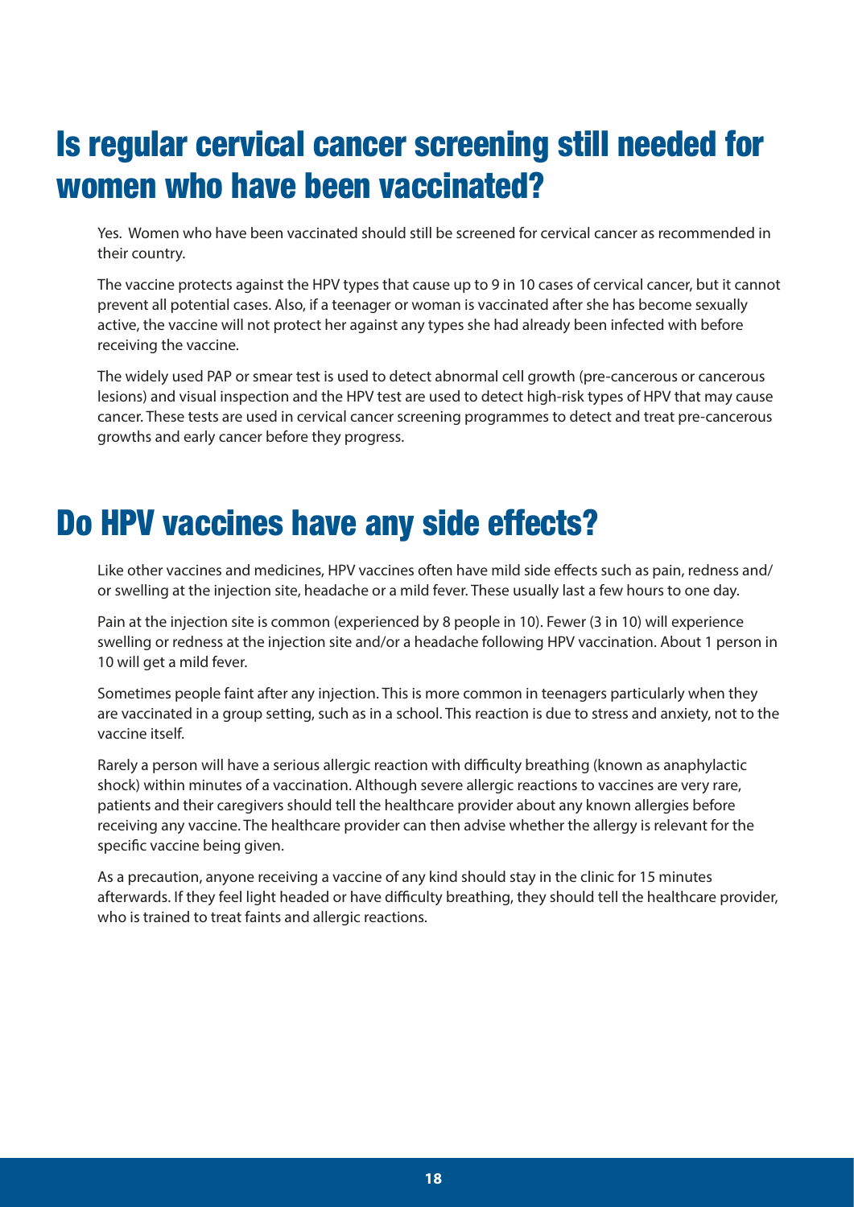# Is regular cervical cancer screening still needed for women who have been vaccinated?

Yes. Women who have been vaccinated should still be screened for cervical cancer as recommended in their country.

The vaccine protects against the HPV types that cause up to 9 in 10 cases of cervical cancer, but it cannot prevent all potential cases. Also, if a teenager or woman is vaccinated after she has become sexually active, the vaccine will not protect her against any types she had already been infected with before receiving the vaccine.

The widely used PAP or smear test is used to detect abnormal cell growth (pre-cancerous or cancerous lesions) and visual inspection and the HPV test are used to detect high-risk types of HPV that may cause cancer. These tests are used in cervical cancer screening programmes to detect and treat pre-cancerous growths and early cancer before they progress.

# Do HPV vaccines have any side effects?

Like other vaccines and medicines, HPV vaccines often have mild side effects such as pain, redness and/or swelling at the injection site, headache or a mild fever. These usually last a few hours to one day.

Pain at the injection site is common (experienced by 8 people in 10). Fewer (3 in 10) will experience swelling or redness at the injection site and/or a headache following HPV vaccination. About 1 person in 10 will get a mild fever.

Sometimes people faint after any injection. This is more common in teenagers particularly when they are vaccinated in a group setting, such as in a school. This reaction is due to stress and anxiety, not to the vaccine itself.

Rarely a person will have a serious allergic reaction with difficulty breathing (known as anaphylactic shock) within minutes of a vaccination. Although severe allergic reactions to vaccines are very rare, patients and their caregivers should tell the healthcare provider about any known allergies before receiving any vaccine. The healthcare provider can then advise whether the allergy is relevant for the specific vaccine being given.

As a precaution, anyone receiving a vaccine of any kind should stay in the clinic for 15 minutes afterwards. If they feel light headed or have difficulty breathing, they should tell the healthcare provider, who is trained to treat faints and allergic reactions.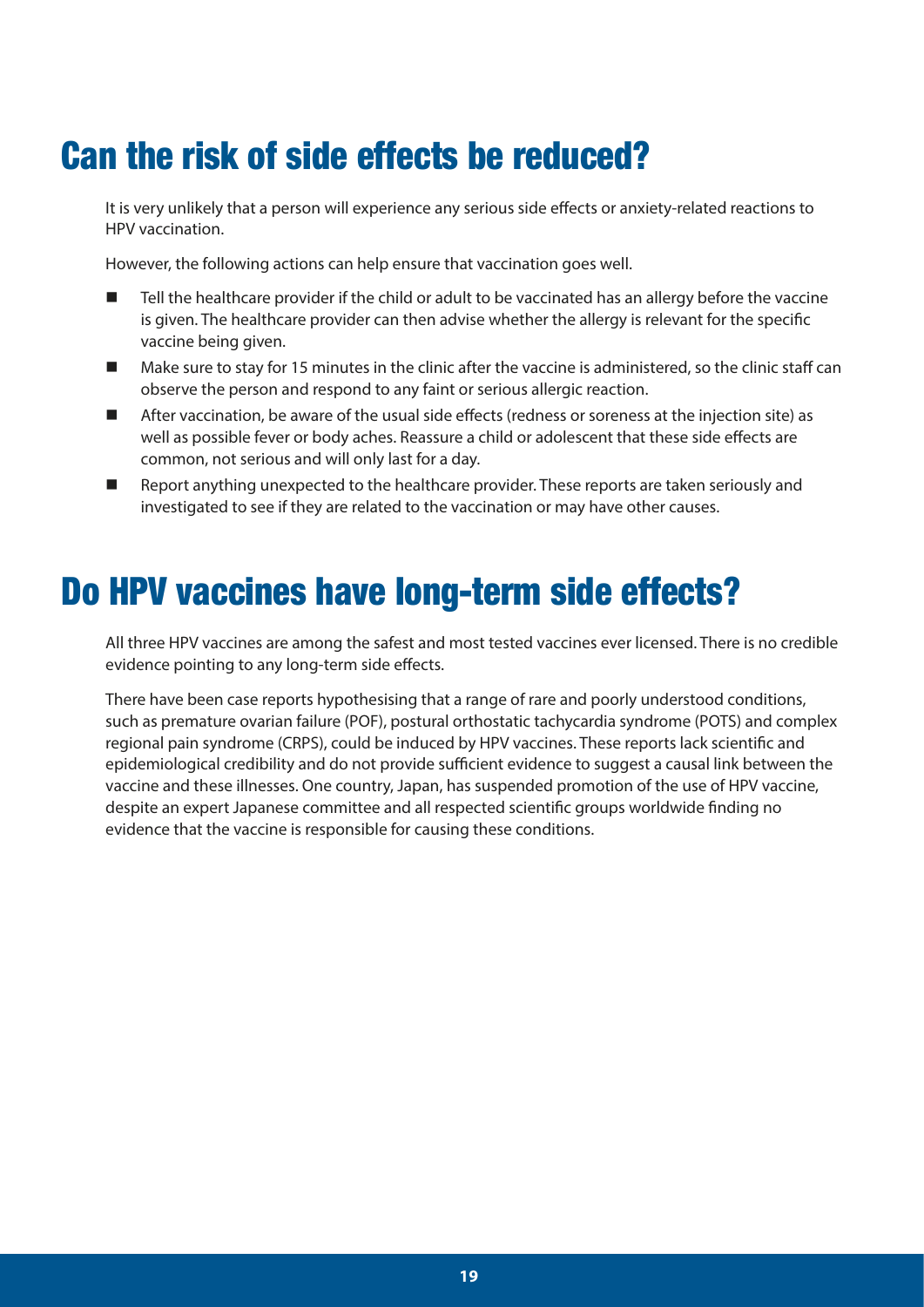## Can the risk of side effects be reduced?

It is very unlikely that a person will experience any serious side effects or anxiety-related reactions to HPV vaccination.

However, the following actions can help ensure that vaccination goes well.

- Tell the healthcare provider if the child or adult to be vaccinated has an allergy before the vaccine is given. The healthcare provider can then advise whether the allergy is relevant for the specific vaccine being given.
- Make sure to stay for 15 minutes in the clinic after the vaccine is administered, so the clinic staff can observe the person and respond to any faint or serious allergic reaction.
- After vaccination, be aware of the usual side effects (redness or soreness at the injection site) as well as possible fever or body aches. Reassure a child or adolescent that these side effects are common, not serious and will only last for a day.
- Report anything unexpected to the healthcare provider. These reports are taken seriously and investigated to see if they are related to the vaccination or may have other causes.

## Do HPV vaccines have long-term side effects?

All three HPV vaccines are among the safest and most tested vaccines ever licensed. There is no credible evidence pointing to any long-term side effects.

There have been case reports hypothesising that a range of rare and poorly understood conditions, such as premature ovarian failure (POF), postural orthostatic tachycardia syndrome (POTS) and complex regional pain syndrome (CRPS), could be induced by HPV vaccines. These reports lack scientific and epidemiological credibility and do not provide sufficient evidence to suggest a causal link between the vaccine and these illnesses. One country, Japan, has suspended promotion of the use of HPV vaccine, despite an expert Japanese committee and all respected scientific groups worldwide finding no evidence that the vaccine is responsible for causing these conditions.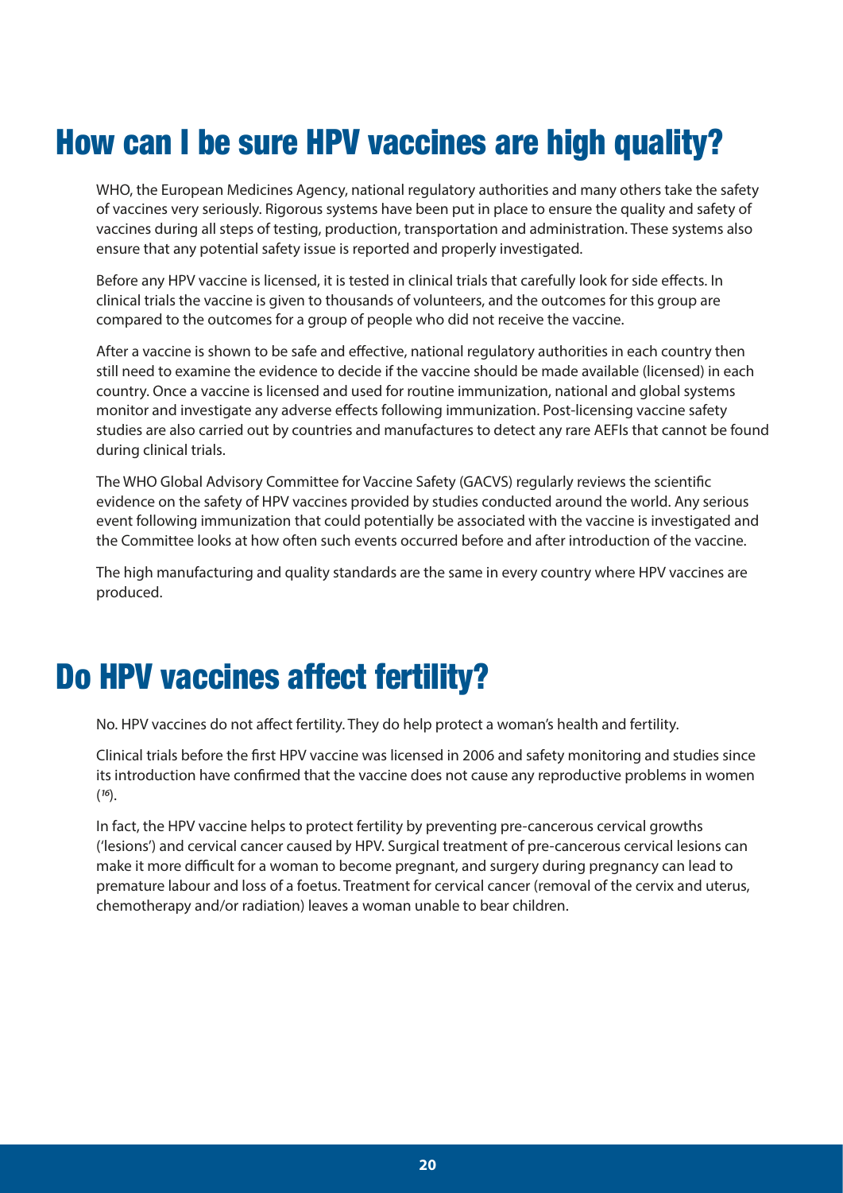# How can I be sure HPV vaccines are high quality?

WHO, the European Medicines Agency, national regulatory authorities and many others take the safety of vaccines very seriously. Rigorous systems have been put in place to ensure the quality and safety of vaccines during all steps of testing, production, transportation and administration. These systems also ensure that any potential safety issue is reported and properly investigated.

Before any HPV vaccine is licensed, it is tested in clinical trials that carefully look for side effects. In clinical trials the vaccine is given to thousands of volunteers, and the outcomes for this group are compared to the outcomes for a group of people who did not receive the vaccine.

After a vaccine is shown to be safe and effective, national regulatory authorities in each country then still need to examine the evidence to decide if the vaccine should be made available (licensed) in each country. Once a vaccine is licensed and used for routine immunization, national and global systems monitor and investigate any adverse effects following immunization. Post-licensing vaccine safety studies are also carried out by countries and manufactures to detect any rare AEFIs that cannot be found during clinical trials.

The WHO Global Advisory Committee for Vaccine Safety (GACVS) regularly reviews the scientific evidence on the safety of HPV vaccines provided by studies conducted around the world. Any serious event following immunization that could potentially be associated with the vaccine is investigated and the Committee looks at how often such events occurred before and after introduction of the vaccine.

The high manufacturing and quality standards are the same in every country where HPV vaccines are produced.

# Do HPV vaccines affect fertility?

No. HPV vaccines do not affect fertility. They do help protect a woman's health and fertility.

Clinical trials before the first HPV vaccine was licensed in 2006 and safety monitoring and studies since its introduction have confirmed that the vaccine does not cause any reproductive problems in women ([16]).

In fact, the HPV vaccine helps to protect fertility by preventing pre-cancerous cervical growths ('lesions') and cervical cancer caused by HPV. Surgical treatment of pre-cancerous cervical lesions can make it more difficult for a woman to become pregnant, and surgery during pregnancy can lead to premature labour and loss of a foetus. Treatment for cervical cancer (removal of the cervix and uterus, chemotherapy and/or radiation) leaves a woman unable to bear children.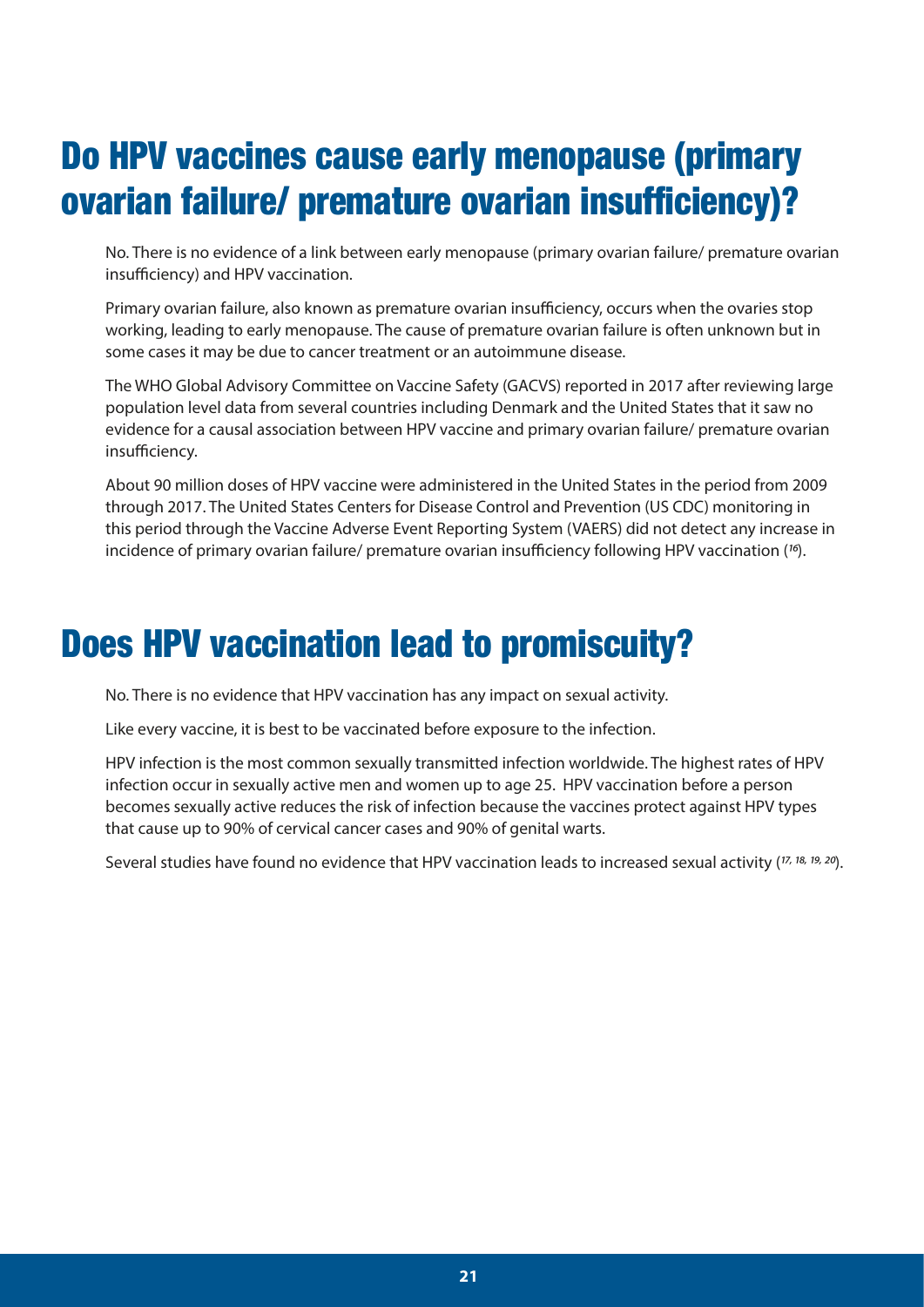# Do HPV vaccines cause early menopause (primary ovarian failure/ premature ovarian insufficiency)?

No. There is no evidence of a link between early menopause (primary ovarian failure/ premature ovarian insufficiency) and HPV vaccination.

Primary ovarian failure, also known as premature ovarian insufficiency, occurs when the ovaries stop working, leading to early menopause. The cause of premature ovarian failure is often unknown but in some cases it may be due to cancer treatment or an autoimmune disease.

The WHO Global Advisory Committee on Vaccine Safety (GACVS) reported in 2017 after reviewing large population level data from several countries including Denmark and the United States that it saw no evidence for a causal association between HPV vaccine and primary ovarian failure/ premature ovarian insufficiency.

About 90 million doses of HPV vaccine were administered in the United States in the period from 2009 through 2017. The United States Centers for Disease Control and Prevention (US CDC) monitoring in this period through the Vaccine Adverse Event Reporting System (VAERS) did not detect any increase in incidence of primary ovarian failure/ premature ovarian insufficiency following HPV vaccination ([16]).

# Does HPV vaccination lead to promiscuity?

No. There is no evidence that HPV vaccination has any impact on sexual activity.

Like every vaccine, it is best to be vaccinated before exposure to the infection.

HPV infection is the most common sexually transmitted infection worldwide. The highest rates of HPV infection occur in sexually active men and women up to age 25. HPV vaccination before a person becomes sexually active reduces the risk of infection because the vaccines protect against HPV types that cause up to 90% of cervical cancer cases and 90% of genital warts.

Several studies have found no evidence that HPV vaccination leads to increased sexual activity ([17, 18, 19, 20]).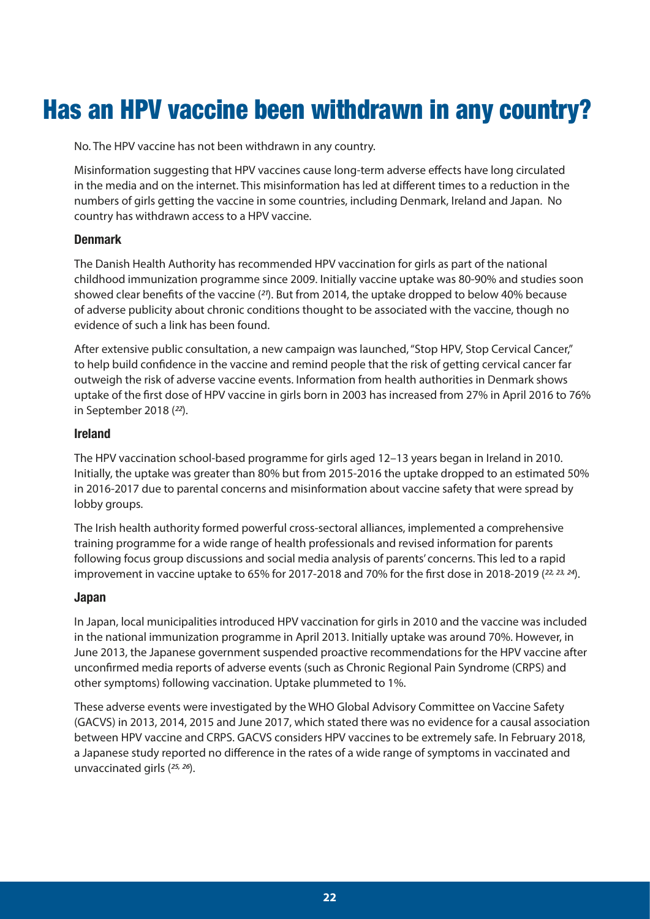# Has an HPV vaccine been withdrawn in any country?

No. The HPV vaccine has not been withdrawn in any country.

Misinformation suggesting that HPV vaccines cause long-term adverse effects have long circulated in the media and on the internet. This misinformation has led at different times to a reduction in the numbers of girls getting the vaccine in some countries, including Denmark, Ireland and Japan. No country has withdrawn access to a HPV vaccine.

### Denmark

The Danish Health Authority has recommended HPV vaccination for girls as part of the national childhood immunization programme since 2009. Initially vaccine uptake was 80-90% and studies soon showed clear benefits of the vaccine ([21]). But from 2014, the uptake dropped to below 40% because of adverse publicity about chronic conditions thought to the associated with the vaccine, though no evidence of such a link has been found.

After extensive public consultation, a new campaign was launched, "Stop HPV, Stop Cervical Cancer," to help build confidence in the vaccine and remind people that the risk of getting cervical cancer far outweigh the risk of adverse vaccine events. Information from health authorities in Denmark shows uptake of the first dose of HPV vaccine in girls born in 2003 has increased from 27% in April 2016 to 76% in September 2018 ([22]).

### Ireland

The HPV vaccination school-based programme for girls aged 12–13 years began in Ireland in 2010. Initially, the uptake was greater than 80% but from 2015-2016 the uptake dropped to an estimated 50% in 2016-2017 due to parental concerns and misinformation about vaccine safety that were spread by lobby groups.

The Irish health authority formed powerful cross-sectoral alliances, implemented a comprehensive training programme for a wide range of health professionals and revised information for parents following focus group discussions and social media analysis of parents' concerns. This led to a rapid improvement in vaccine uptake to 65% for 2017-2018 and 70% for the first dose in 2018-2019 ([22, 23, 24]).

### Japan

In Japan, local municipalities introduced HPV vaccination for girls in 2010 and the vaccine was included in the national immunization programme in April 2013. Initially uptake was around 70%. However, in June 2013, the Japanese government suspended proactive recommendations for the HPV vaccine after unconfirmed media reports of adverse events (such as Chronic Regional Pain Syndrome (CRPS) and other symptoms) following vaccination. Uptake plummeted to 1%.

These adverse events were investigated by the WHO Global Advisory Committee on Vaccine Safety (GACVS) in 2013, 2014, 2015 and June 2017, which stated there was no evidence for a causal association between HPV vaccine and CRPS. GACVS considers HPV vaccines to be extremely safe. In February 2018, a Japanese study reported no difference in the rates of a wide range of symptoms in vaccinated and unvaccinated girls ([25, 26]).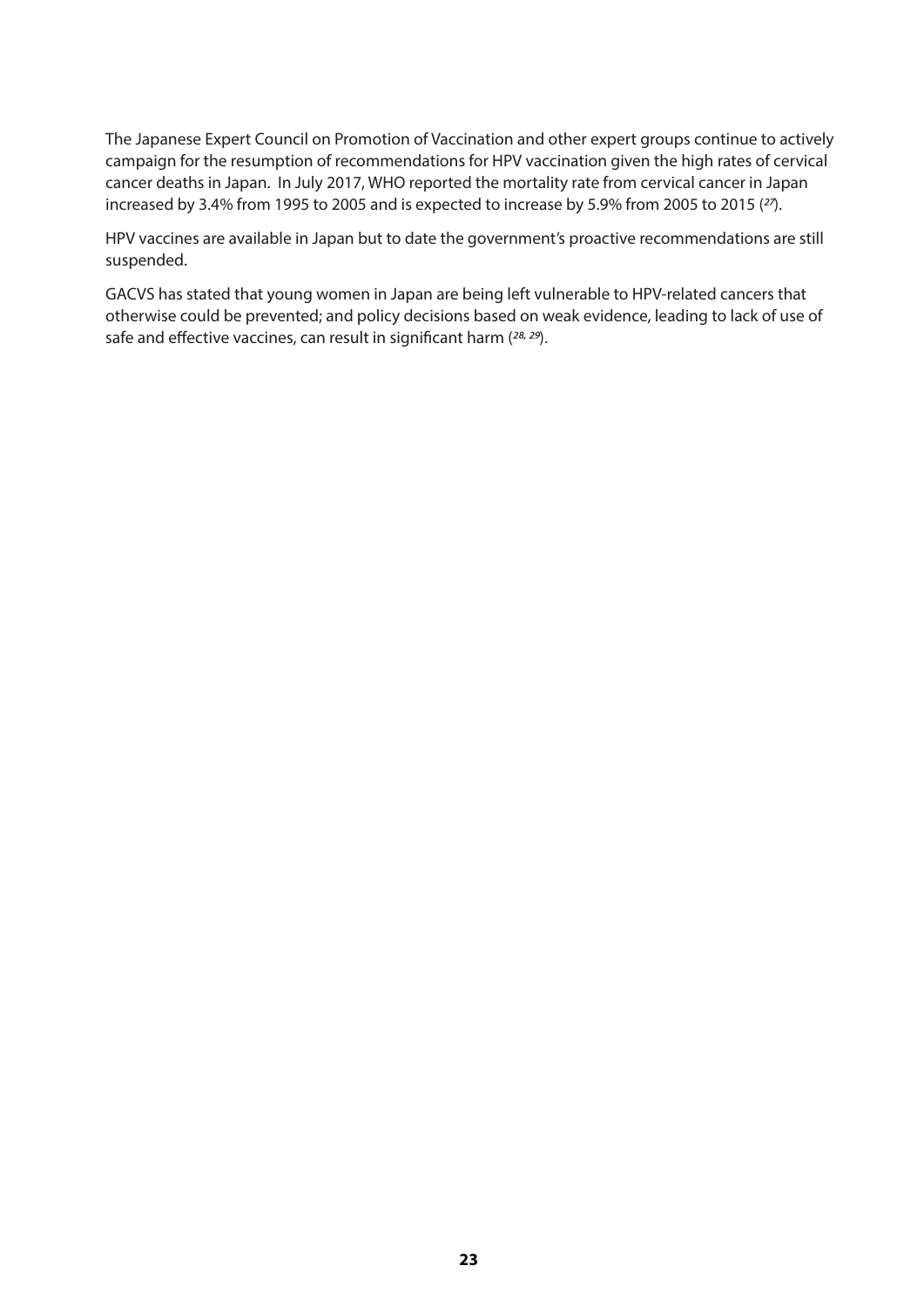The Japanese Expert Council on Promotion of Vaccination and other expert groups continue to actively campaign for the resumption of recommendations for HPV vaccination given the high rates of cervical cancer deaths in Japan. In July 2017, WHO reported the mortality rate from cervical cancer in Japan increased by 3.4% from 1995 to 2005 and is expected to increase by 5.9% from 2005 to 2015 ([27]).

HPV vaccines are available in Japan but to date the government's proactive recommendations are still suspended.

GACVS has stated that young women in Japan are being left vulnerable to HPV-related cancers that otherwise could be prevented; and policy decisions based on weak evidence, leading to lack of use of safe and effective vaccines, can result in significant harm ([28, 29]).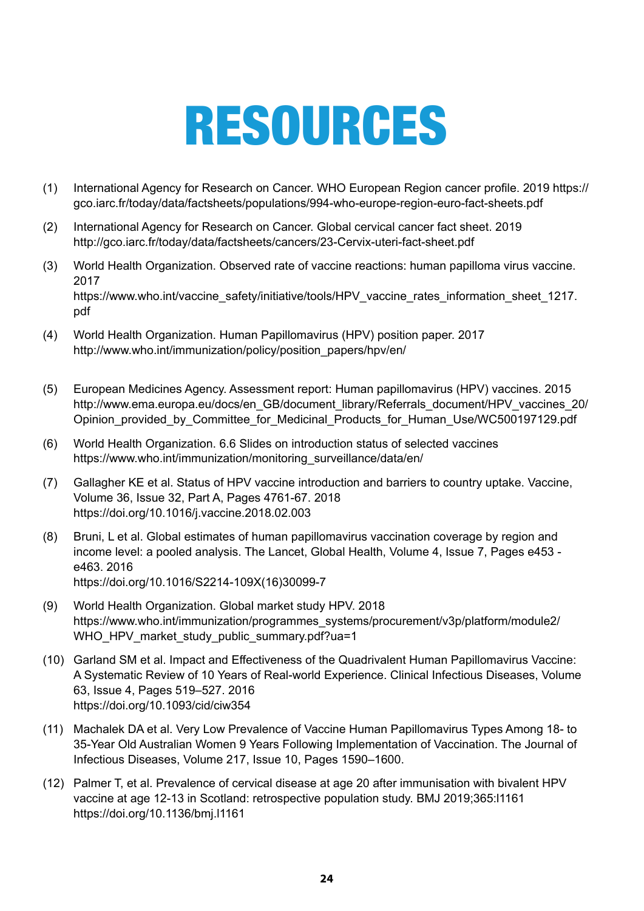# RESOURCES

(1) International Agency for Research on Cancer. WHO European Region cancer profile. 2019 https://gco.iarc.fr/today/data/factsheets/populations/994-who-europe-region-euro-fact-sheets.pdf

(2) International Agency for Research on Cancer. Global cervical cancer fact sheet. 2019 http://gco.iarc.fr/today/data/factsheets/cancers/23-Cervix-uteri-fact-sheet.pdf

(3) World Health Organization. Observed rate of vaccine reactions: human papilloma virus vaccine. 2017 https://www.who.int/vaccine_safety/initiative/tools/HPV_vaccine_rates_information_sheet_1217.pdf

(4) World Health Organization. Human Papillomavirus (HPV) position paper. 2017 http://www.who.int/immunization/policy/position_papers/hpv/en/

(5) European Medicines Agency. Assessment report: Human papillomavirus (HPV) vaccines. 2015 http://www.ema.europa.eu/docs/en_GB/document_library/Referrals_document/HPV_vaccines_20/Opinion_provided_by_Committee_for_Medicinal_Products_for_Human_Use/WC500197129.pdf

(6) World Health Organization. 6.6 Slides on introduction status of selected vaccines https://www.who.int/immunization/monitoring_surveillance/data/en/

(7) Gallagher KE et al. Status of HPV vaccine introduction and barriers to country uptake. Vaccine, Volume 36, Issue 32, Part A, Pages 4761-67. 2018 https://doi.org/10.1016/j.vaccine.2018.02.003

(8) Bruni, L et al. Global estimates of human papillomavirus vaccination coverage by region and income level: a pooled analysis. The Lancet, Global Health, Volume 4, Issue 7, Pages e453 - e463. 2016 https://doi.org/10.1016/S2214-109X(16)30099-7

(9) World Health Organization. Global market study HPV. 2018 https://www.who.int/immunization/programmes_systems/procurement/v3p/platform/module2/WHO_HPV_market_study_public_summary.pdf?ua=1

(10) Garland SM et al. Impact and Effectiveness of the Quadrivalent Human Papillomavirus Vaccine: A Systematic Review of 10 Years of Real-world Experience. Clinical Infectious Diseases, Volume 63, Issue 4, Pages 519–527. 2016 https://doi.org/10.1093/cid/ciw354

(11) Machalek DA et al. Very Low Prevalence of Vaccine Human Papillomavirus Types Among 18- to 35-Year Old Australian Women 9 Years Following Implementation of Vaccination. The Journal of Infectious Diseases, Volume 217, Issue 10, Pages 1590–1600.

(12) Palmer T, et al. Prevalence of cervical disease at age 20 after immunisation with bivalent HPV vaccine at age 12-13 in Scotland: retrospective population study. BMJ 2019;365:l1161 https://doi.org/10.1136/bmj.l1161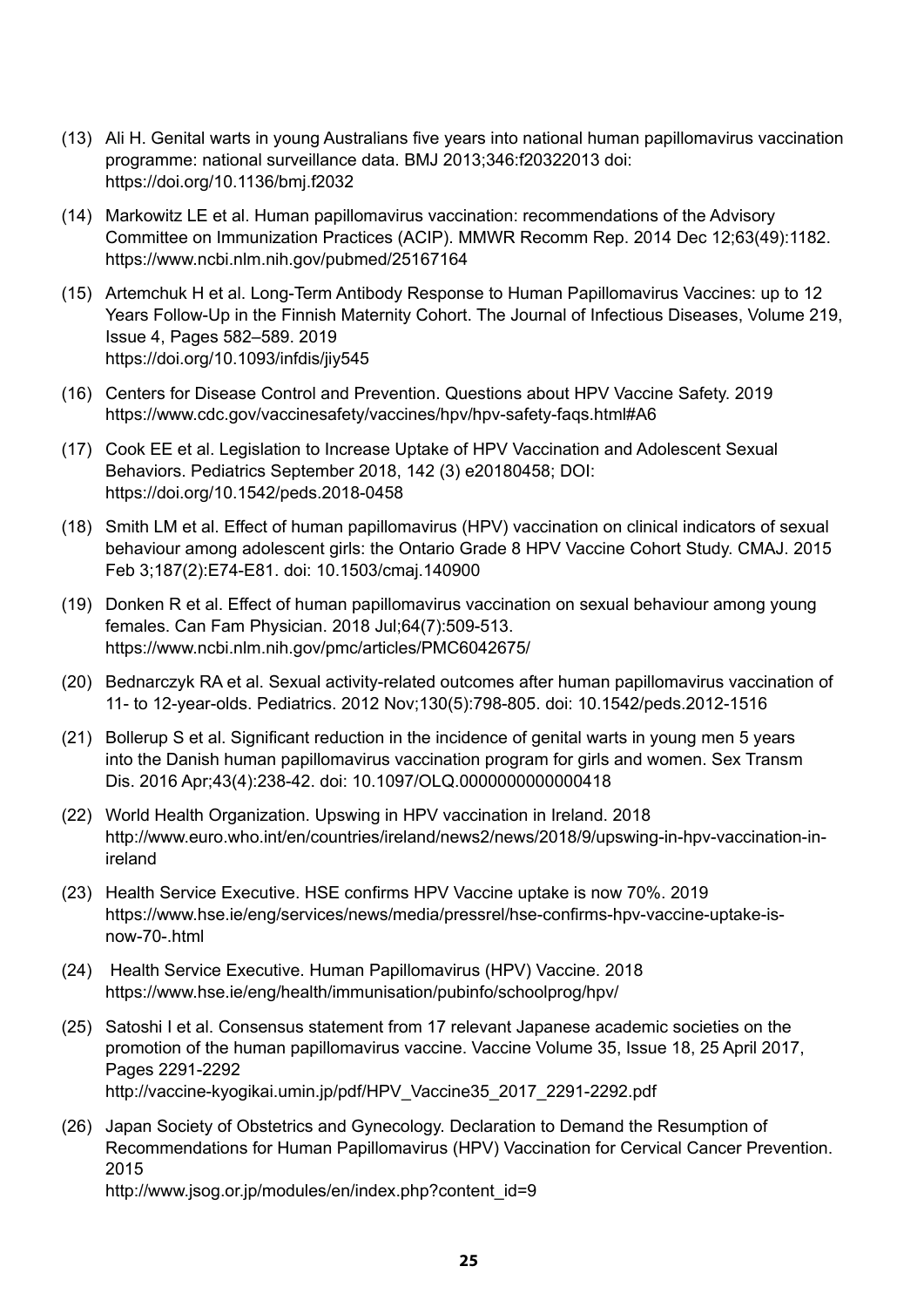(13) Ali H. Genital warts in young Australians five years into national human papillomavirus vaccination programme: national surveillance data. BMJ 2013;346:f20322013 doi: https://doi.org/10.1136/bmj.f2032

(14) Markowitz LE et al. Human papillomavirus vaccination: recommendations of the Advisory Committee on Immunization Practices (ACIP). MMWR Recomm Rep. 2014 Dec 12;63(49):1182. https://www.ncbi.nlm.nih.gov/pubmed/25167164

(15) Artemchuk H et al. Long-Term Antibody Response to Human Papillomavirus Vaccines: up to 12 Years Follow-Up in the Finnish Maternity Cohort. The Journal of Infectious Diseases, Volume 219, Issue 4, Pages 582–589. 2019 https://doi.org/10.1093/infdis/jiy545

(16) Centers for Disease Control and Prevention. Questions about HPV Vaccine Safety. 2019 https://www.cdc.gov/vaccinesafety/vaccines/hpv/hpv-safety-faqs.html#A6

(17) Cook EE et al. Legislation to Increase Uptake of HPV Vaccination and Adolescent Sexual Behaviors. Pediatrics September 2018, 142 (3) e20180458; DOI: https://doi.org/10.1542/peds.2018-0458

(18) Smith LM et al. Effect of human papillomavirus (HPV) vaccination on clinical indicators of sexual behaviour among adolescent girls: the Ontario Grade 8 HPV Vaccine Cohort Study. CMAJ. 2015 Feb 3;187(2):E74-E81. doi: 10.1503/cmaj.140900

(19) Donken R et al. Effect of human papillomavirus vaccination on sexual behaviour among young females. Can Fam Physician. 2018 Jul;64(7):509-513. https://www.ncbi.nlm.nih.gov/pmc/articles/PMC6042675/

(20) Bednarczyk RA et al. Sexual activity-related outcomes after human papillomavirus vaccination of 11- to 12-year-olds. Pediatrics. 2012 Nov;130(5):798-805. doi: 10.1542/peds.2012-1516

(21) Bollerup S et al. Significant reduction in the incidence of genital warts in young men 5 years into the Danish human papillomavirus vaccination program for girls and women. Sex Transm Dis. 2016 Apr;43(4):238-42. doi: 10.1097/OLQ.0000000000000418

(22) World Health Organization. Upswing in HPV vaccination in Ireland. 2018 http://www.euro.who.int/en/countries/ireland/news2/news/2018/9/upswing-in-hpv-vaccination-in-ireland

(23) Health Service Executive. HSE confirms HPV Vaccine uptake is now 70%. 2019 https://www.hse.ie/eng/services/news/media/pressrel/hse-confirms-hpv-vaccine-uptake-is-now-70-.html

(24) Health Service Executive. Human Papillomavirus (HPV) Vaccine. 2018 https://www.hse.ie/eng/health/immunisation/pubinfo/schoolprog/hpv/

(25) Satoshi I et al. Consensus statement from 17 relevant Japanese academic societies on the promotion of the human papillomavirus vaccine. Vaccine Volume 35, Issue 18, 25 April 2017, Pages 2291-2292 http://vaccine-kyogikai.umin.jp/pdf/HPV_Vaccine35_2017_2291-2292.pdf

(26) Japan Society of Obstetrics and Gynecology. Declaration to Demand the Resumption of Recommendations for Human Papillomavirus (HPV) Vaccination for Cervical Cancer Prevention. 2015 http://www.jsog.or.jp/modules/en/index.php?content_id=9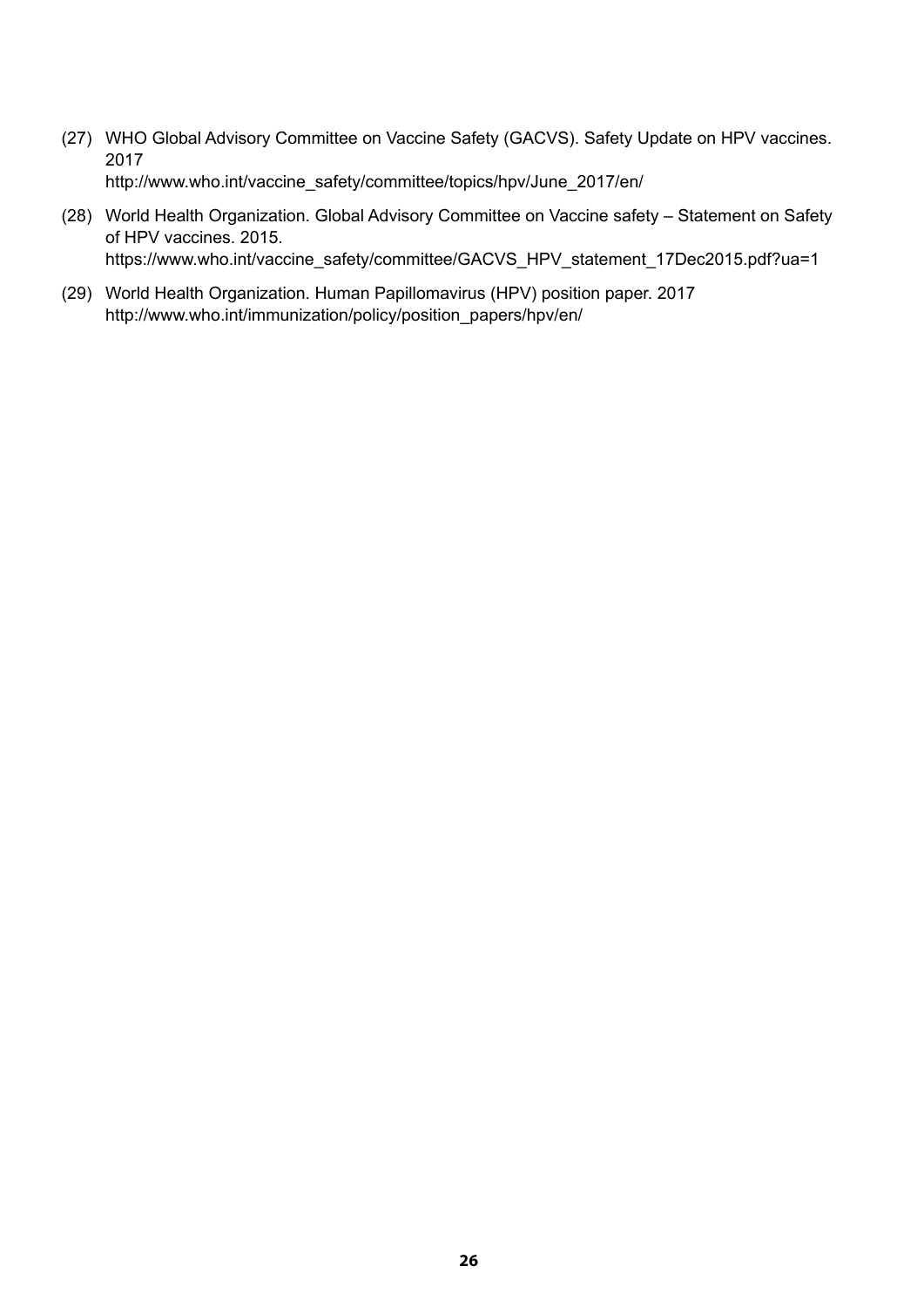(27) WHO Global Advisory Committee on Vaccine Safety (GACVS). Safety Update on HPV vaccines. 2017
http://www.who.int/vaccine_safety/committee/topics/hpv/June_2017/en/

(28) World Health Organization. Global Advisory Committee on Vaccine safety – Statement on Safety of HPV vaccines. 2015.
https://www.who.int/vaccine_safety/committee/GACVS_HPV_statement_17Dec2015.pdf?ua=1

(29) World Health Organization. Human Papillomavirus (HPV) position paper. 2017
http://www.who.int/immunization/policy/position_papers/hpv/en/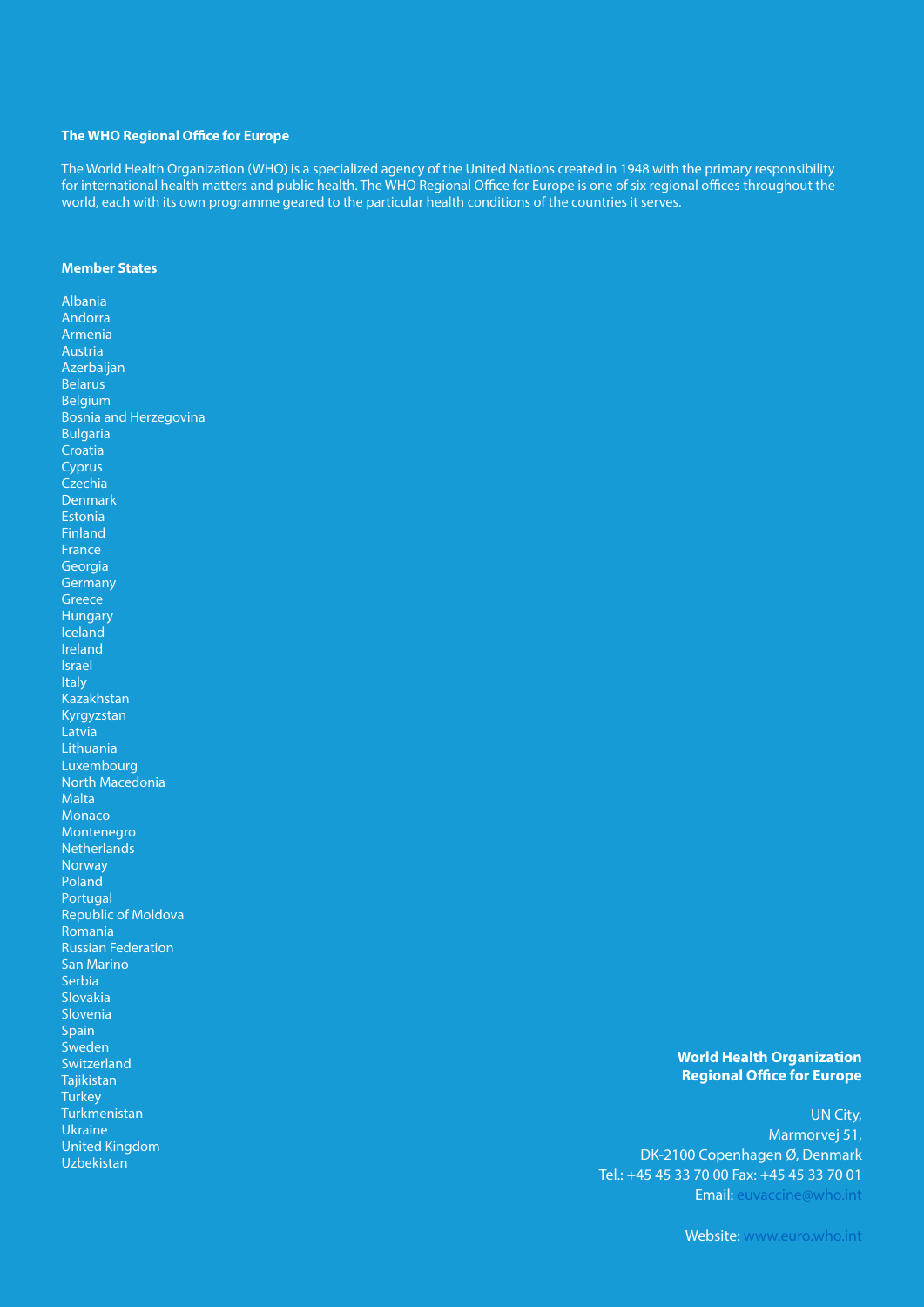**The WHO Regional Office for Europe**

The World Health Organization (WHO) is a specialized agency of the United Nations created in 1948 with the primary responsibility for international health matters and public health. The WHO Regional Office for Europe is one of six regional offices throughout the world, each with its own programme geared to the particular health conditions of the countries it serves.

**Member States**

Albania
Andorra
Armenia
Austria
Azerbaijan
Belarus
Belgium
Bosnia and Herzegovina
Bulgaria
Croatia
Cyprus
Czechia
Denmark
Estonia
Finland
France
Georgia
Germany
Greece
Hungary
Iceland
Ireland
Israel
Italy
Kazakhstan
Kyrgyzstan
Latvia
Lithuania
Luxembourg
North Macedonia
Malta
Monaco
Montenegro
Netherlands
Norway
Poland
Portugal
Republic of Moldova
Romania
Russian Federation
San Marino
Serbia
Slovakia
Slovenia
Spain
Sweden
Switzerland
Tajikistan
Turkey
Turkmenistan
Ukraine
United Kingdom
Uzbekistan

**World Health Organization**
**Regional Office for Europe**

UN City,
Marmorvej 51,
DK-2100 Copenhagen Ø, Denmark
Tel.: +45 45 33 70 00 Fax: +45 45 33 70 01
Email: euvaccine@who.int

Website: www.euro.who.int